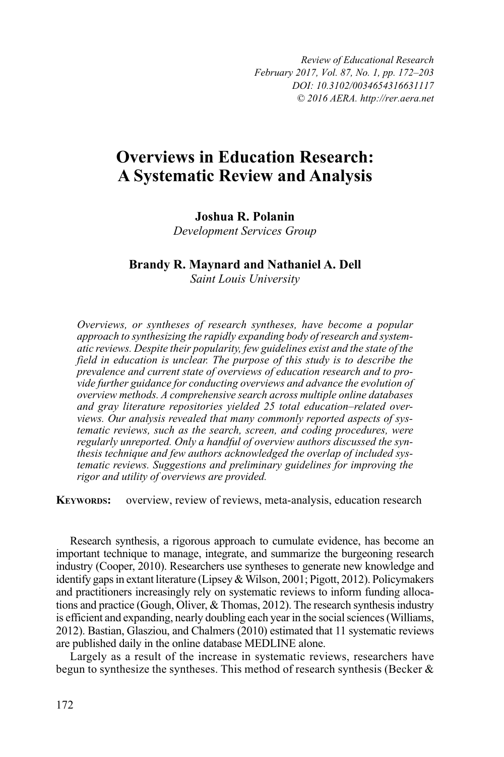# Overviews in Education Research: A Systematic Review and Analysis

**Joshua R. Polanin**
*Development Services Group*

**Brandy R. Maynard and Nathaniel A. Dell**
*Saint Louis University*

*Overviews, or syntheses of research syntheses, have become a popular approach to synthesizing the rapidly expanding body of research and systematic reviews. Despite their popularity, few guidelines exist and the state of the field in education is unclear. The purpose of this study is to describe the prevalence and current state of overviews of education research and to provide further guidance for conducting overviews and advance the evolution of overview methods. A comprehensive search across multiple online databases and gray literature repositories yielded 25 total education–related overviews. Our analysis revealed that many commonly reported aspects of systematic reviews, such as the search, screen, and coding procedures, were regularly unreported. Only a handful of overview authors discussed the synthesis technique and few authors acknowledged the overlap of included systematic reviews. Suggestions and preliminary guidelines for improving the rigor and utility of overviews are provided.*

**Keywords:** overview, review of reviews, meta-analysis, education research

Research synthesis, a rigorous approach to cumulate evidence, has become an important technique to manage, integrate, and summarize the burgeoning research industry (Cooper, 2010). Researchers use syntheses to generate new knowledge and identify gaps in extant literature (Lipsey & Wilson, 2001; Pigott, 2012). Policymakers and practitioners increasingly rely on systematic reviews to inform funding allocations and practice (Gough, Oliver, & Thomas, 2012). The research synthesis industry is efficient and expanding, nearly doubling each year in the social sciences (Williams, 2012). Bastian, Glasziou, and Chalmers (2010) estimated that 11 systematic reviews are published daily in the online database MEDLINE alone.

Largely as a result of the increase in systematic reviews, researchers have begun to synthesize the syntheses. This method of research synthesis (Becker &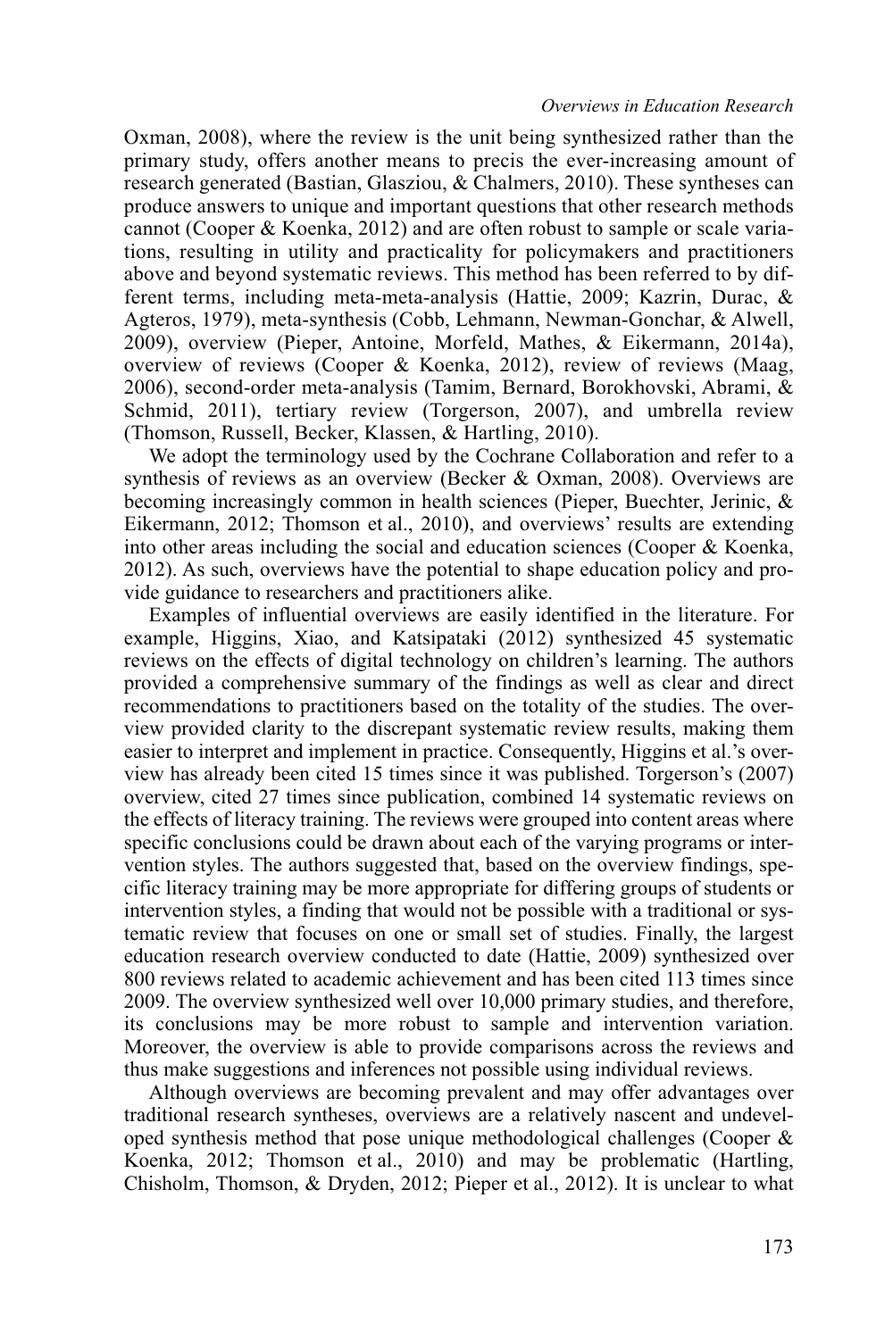Oxman, 2008), where the review is the unit being synthesized rather than the primary study, offers another means to precis the ever-increasing amount of research generated (Bastian, Glasziou, & Chalmers, 2010). These syntheses can produce answers to unique and important questions that other research methods cannot (Cooper & Koenka, 2012) and are often robust to sample or scale variations, resulting in utility and practicality for policymakers and practitioners above and beyond systematic reviews. This method has been referred to by different terms, including meta-meta-analysis (Hattie, 2009; Kazrin, Durac, & Agteros, 1979), meta-synthesis (Cobb, Lehmann, Newman-Gonchar, & Alwell, 2009), overview (Pieper, Antoine, Morfeld, Mathes, & Eikermann, 2014a), overview of reviews (Cooper & Koenka, 2012), review of reviews (Maag, 2006), second-order meta-analysis (Tamim, Bernard, Borokhovski, Abrami, & Schmid, 2011), tertiary review (Torgerson, 2007), and umbrella review (Thomson, Russell, Becker, Klassen, & Hartling, 2010).

We adopt the terminology used by the Cochrane Collaboration and refer to a synthesis of reviews as an overview (Becker & Oxman, 2008). Overviews are becoming increasingly common in health sciences (Pieper, Buechter, Jerinic, & Eikermann, 2012; Thomson et al., 2010), and overviews' results are extending into other areas including the social and education sciences (Cooper & Koenka, 2012). As such, overviews have the potential to shape education policy and provide guidance to researchers and practitioners alike.

Examples of influential overviews are easily identified in the literature. For example, Higgins, Xiao, and Katsipataki (2012) synthesized 45 systematic reviews on the effects of digital technology on children's learning. The authors provided a comprehensive summary of the findings as well as clear and direct recommendations to practitioners based on the totality of the studies. The overview provided clarity to the discrepant systematic review results, making them easier to interpret and implement in practice. Consequently, Higgins et al.'s overview has already been cited 15 times since it was published. Torgerson's (2007) overview, cited 27 times since publication, combined 14 systematic reviews on the effects of literacy training. The reviews were grouped into content areas where specific conclusions could be drawn about each of the varying programs or intervention styles. The authors suggested that, based on the overview findings, specific literacy training may be more appropriate for differing groups of students or intervention styles, a finding that would not be possible with a traditional or systematic review that focuses on one or small set of studies. Finally, the largest education research overview conducted to date (Hattie, 2009) synthesized over 800 reviews related to academic achievement and has been cited 113 times since 2009. The overview synthesized well over 10,000 primary studies, and therefore, its conclusions may be more robust to sample and intervention variation. Moreover, the overview is able to provide comparisons across the reviews and thus make suggestions and inferences not possible using individual reviews.

Although overviews are becoming prevalent and may offer advantages over traditional research syntheses, overviews are a relatively nascent and undeveloped synthesis method that pose unique methodological challenges (Cooper & Koenka, 2012; Thomson et al., 2010) and may be problematic (Hartling, Chisholm, Thomson, & Dryden, 2012; Pieper et al., 2012). It is unclear to what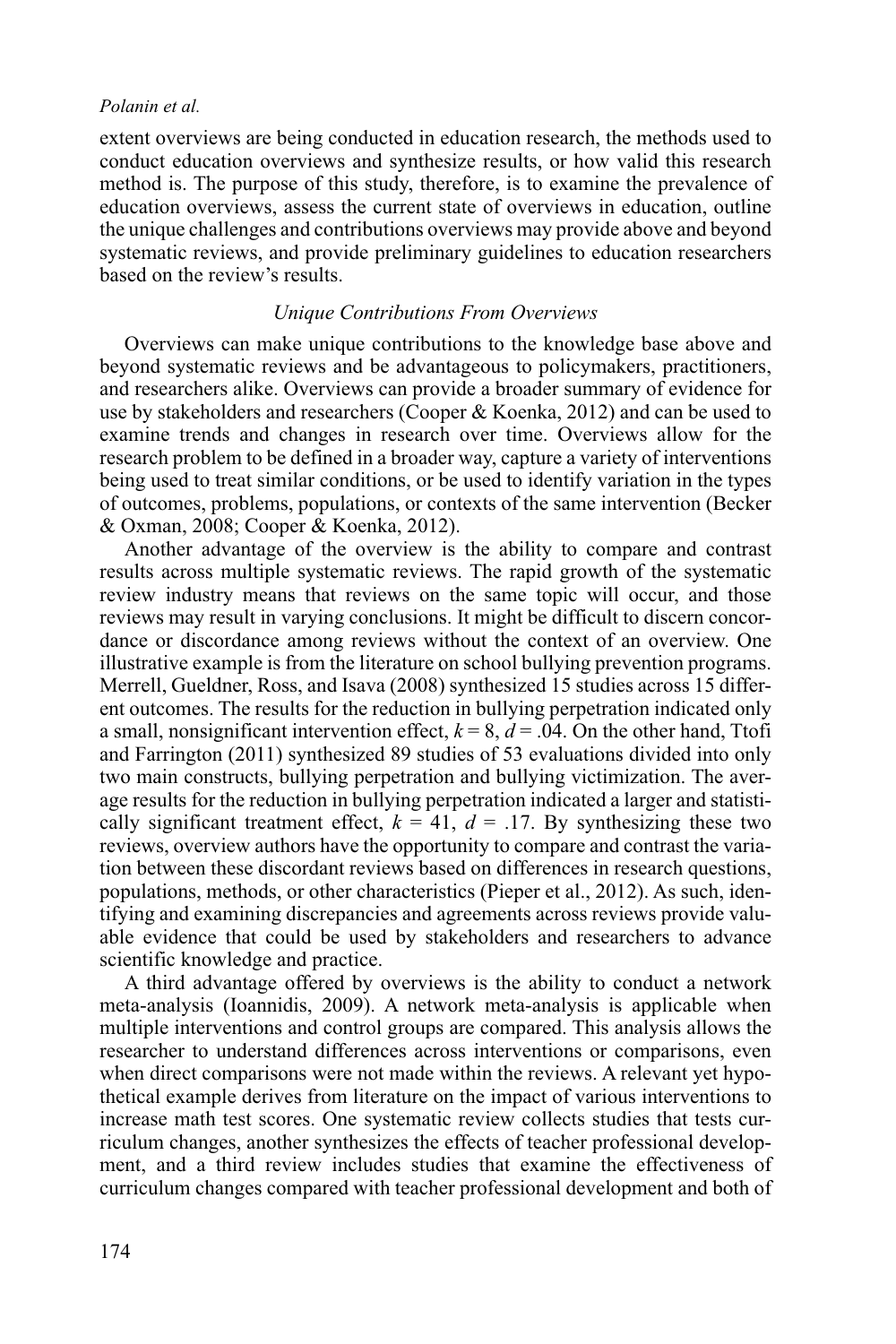extent overviews are being conducted in education research, the methods used to conduct education overviews and synthesize results, or how valid this research method is. The purpose of this study, therefore, is to examine the prevalence of education overviews, assess the current state of overviews in education, outline the unique challenges and contributions overviews may provide above and beyond systematic reviews, and provide preliminary guidelines to education researchers based on the review's results.

### *Unique Contributions From Overviews*

Overviews can make unique contributions to the knowledge base above and beyond systematic reviews and be advantageous to policymakers, practitioners, and researchers alike. Overviews can provide a broader summary of evidence for use by stakeholders and researchers (Cooper & Koenka, 2012) and can be used to examine trends and changes in research over time. Overviews allow for the research problem to be defined in a broader way, capture a variety of interventions being used to treat similar conditions, or be used to identify variation in the types of outcomes, problems, populations, or contexts of the same intervention (Becker & Oxman, 2008; Cooper & Koenka, 2012).

Another advantage of the overview is the ability to compare and contrast results across multiple systematic reviews. The rapid growth of the systematic review industry means that reviews on the same topic will occur, and those reviews may result in varying conclusions. It might be difficult to discern concordance or discordance among reviews without the context of an overview. One illustrative example is from the literature on school bullying prevention programs. Merrell, Gueldner, Ross, and Isava (2008) synthesized 15 studies across 15 different outcomes. The results for the reduction in bullying perpetration indicated only a small, nonsignificant intervention effect, $k = 8$, $d = .04$. On the other hand, Ttofi and Farrington (2011) synthesized 89 studies of 53 evaluations divided into only two main constructs, bullying perpetration and bullying victimization. The average results for the reduction in bullying perpetration indicated a larger and statistically significant treatment effect, $k = 41$, $d = .17$. By synthesizing these two reviews, overview authors have the opportunity to compare and contrast the variation between these discordant reviews based on differences in research questions, populations, methods, or other characteristics (Pieper et al., 2012). As such, identifying and examining discrepancies and agreements across reviews provide valuable evidence that could be used by stakeholders and researchers to advance scientific knowledge and practice.

A third advantage offered by overviews is the ability to conduct a network meta-analysis (Ioannidis, 2009). A network meta-analysis is applicable when multiple interventions and control groups are compared. This analysis allows the researcher to understand differences across interventions or comparisons, even when direct comparisons were not made within the reviews. A relevant yet hypothetical example derives from literature on the impact of various interventions to increase math test scores. One systematic review collects studies that tests curriculum changes, another synthesizes the effects of teacher professional development, and a third review includes studies that examine the effectiveness of curriculum changes compared with teacher professional development and both of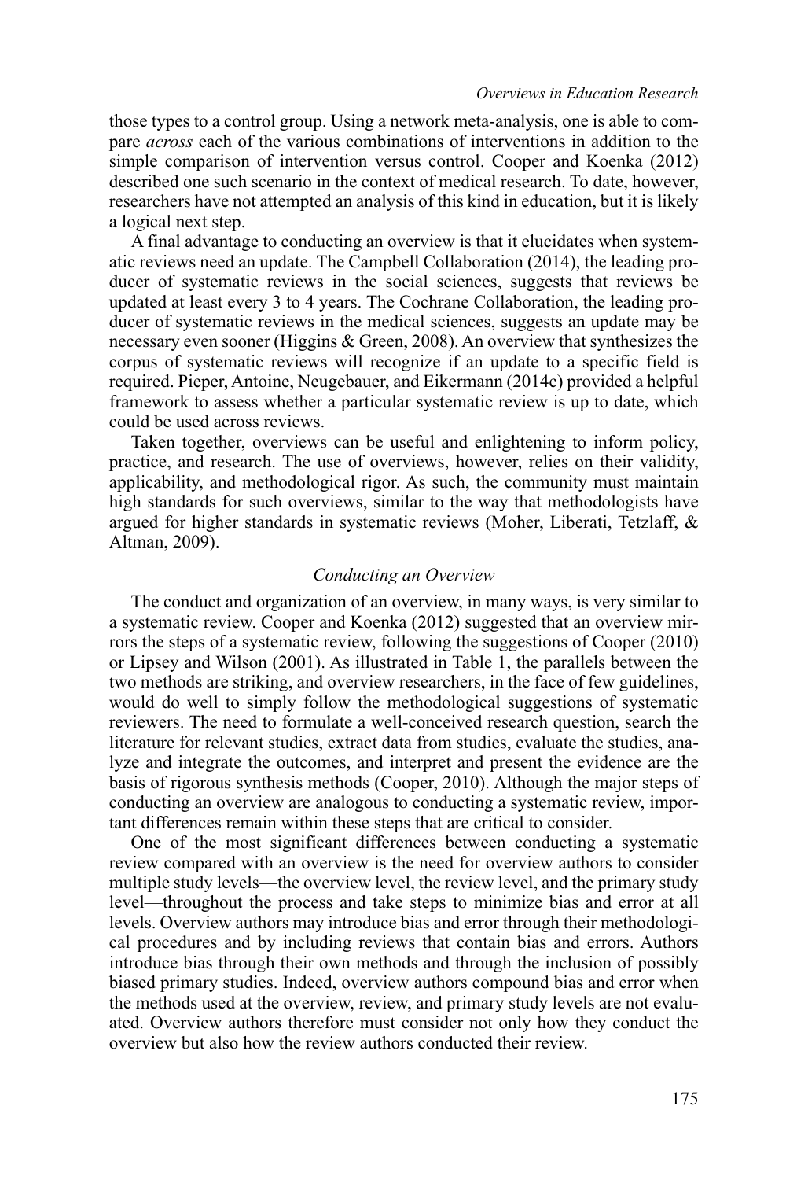those types to a control group. Using a network meta-analysis, one is able to compare *across* each of the various combinations of interventions in addition to the simple comparison of intervention versus control. Cooper and Koenka (2012) described one such scenario in the context of medical research. To date, however, researchers have not attempted an analysis of this kind in education, but it is likely a logical next step.

A final advantage to conducting an overview is that it elucidates when systematic reviews need an update. The Campbell Collaboration (2014), the leading producer of systematic reviews in the social sciences, suggests that reviews be updated at least every 3 to 4 years. The Cochrane Collaboration, the leading producer of systematic reviews in the medical sciences, suggests an update may be necessary even sooner (Higgins & Green, 2008). An overview that synthesizes the corpus of systematic reviews will recognize if an update to a specific field is required. Pieper, Antoine, Neugebauer, and Eikermann (2014c) provided a helpful framework to assess whether a particular systematic review is up to date, which could be used across reviews.

Taken together, overviews can be useful and enlightening to inform policy, practice, and research. The use of overviews, however, relies on their validity, applicability, and methodological rigor. As such, the community must maintain high standards for such overviews, similar to the way that methodologists have argued for higher standards in systematic reviews (Moher, Liberati, Tetzlaff, & Altman, 2009).

### *Conducting an Overview*

The conduct and organization of an overview, in many ways, is very similar to a systematic review. Cooper and Koenka (2012) suggested that an overview mirrors the steps of a systematic review, following the suggestions of Cooper (2010) or Lipsey and Wilson (2001). As illustrated in Table 1, the parallels between the two methods are striking, and overview researchers, in the face of few guidelines, would do well to simply follow the methodological suggestions of systematic reviewers. The need to formulate a well-conceived research question, search the literature for relevant studies, extract data from studies, evaluate the studies, analyze and integrate the outcomes, and interpret and present the evidence are the basis of rigorous synthesis methods (Cooper, 2010). Although the major steps of conducting an overview are analogous to conducting a systematic review, important differences remain within these steps that are critical to consider.

One of the most significant differences between conducting a systematic review compared with an overview is the need for overview authors to consider multiple study levels—the overview level, the review level, and the primary study level—throughout the process and take steps to minimize bias and error at all levels. Overview authors may introduce bias and error through their methodological procedures and by including reviews that contain bias and errors. Authors introduce bias through their own methods and through the inclusion of possibly biased primary studies. Indeed, overview authors compound bias and error when the methods used at the overview, review, and primary study levels are not evaluated. Overview authors therefore must consider not only how they conduct the overview but also how the review authors conducted their review.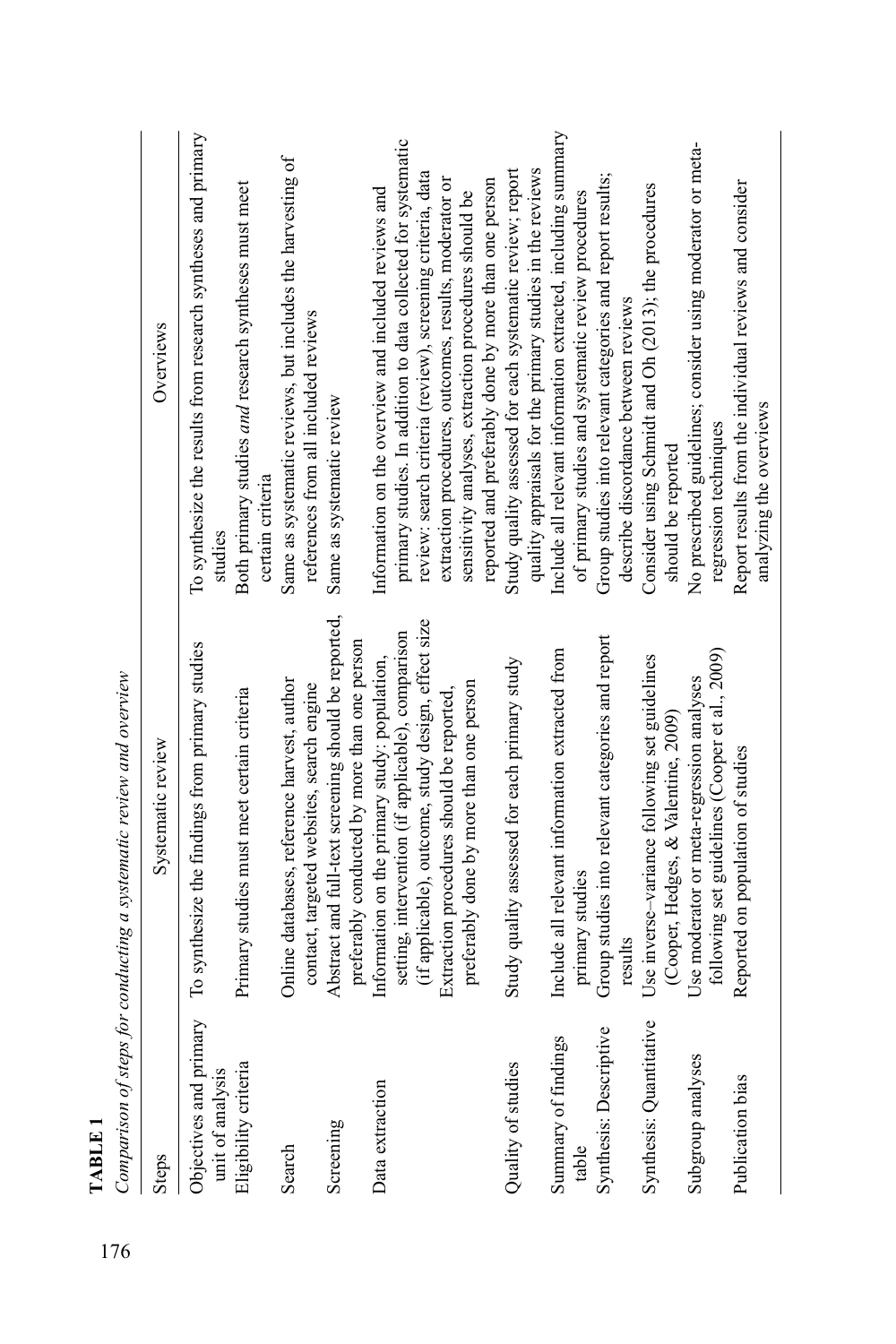**TABLE 1**

*Comparison of steps for conducting a systematic review and overview*

| Steps | Systematic review | Overviews |
| --- | --- | --- |
| Objectives and primary unit of analysis | To synthesize the findings from primary studies | To synthesize the results from research syntheses and primary studies |
| Eligibility criteria | Primary studies must meet certain criteria | Both primary studies *and* research syntheses must meet certain criteria |
| Search | Online databases, reference harvest, author contact, targeted websites, search engine | Same as systematic reviews, but includes the harvesting of references from all included reviews |
| Screening | Abstract and full-text screening should be reported, preferably conducted by more than one person | Same as systematic review |
| Data extraction | Information on the primary study: population, setting, intervention (if applicable), comparison (if applicable), outcome, study design, effect size. Extraction procedures should be reported, preferably done by more than one person | Information on the overview and included reviews and primary studies. In addition to data collected for systematic review: search criteria (review), screening criteria, data extraction procedures, outcomes, results, moderator or sensitivity analyses, extraction procedures should be reported and preferably done by more than one person |
| Quality of studies | Study quality assessed for each primary study | Study quality assessed for each systematic review; report quality appraisals for the primary studies in the reviews |
| Summary of findings table | Include all relevant information extracted from primary studies | Include all relevant information extracted, including summary of primary studies and systematic review procedures |
| Synthesis: Descriptive | Group studies into relevant categories and report results | Group studies into relevant categories and report results; describe discordance between reviews |
| Synthesis: Quantitative | Use inverse–variance following set guidelines (Cooper, Hedges, & Valentine, 2009) | Consider using Schmidt and Oh (2013); the procedures should be reported |
| Subgroup analyses | Use moderator or meta-regression analyses following set guidelines (Cooper et al., 2009) | No prescribed guidelines; consider using moderator or meta-regression techniques |
| Publication bias | Reported on population of studies | Report results from the individual reviews and consider analyzing the overviews |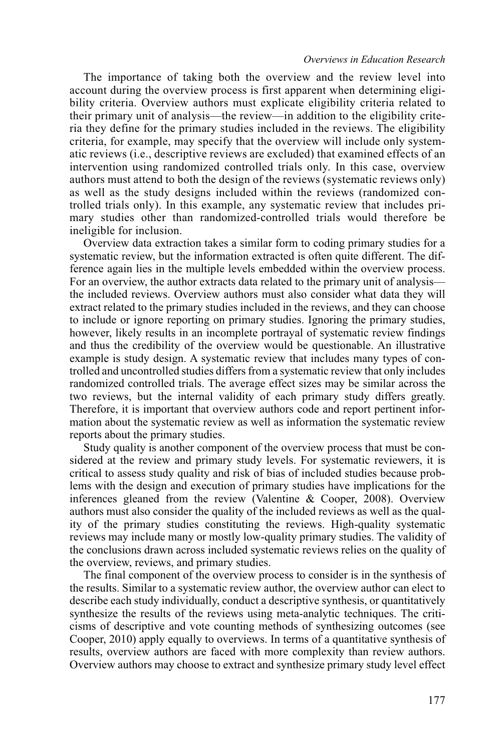The importance of taking both the overview and the review level into account during the overview process is first apparent when determining eligibility criteria. Overview authors must explicate eligibility criteria related to their primary unit of analysis—the review—in addition to the eligibility criteria they define for the primary studies included in the reviews. The eligibility criteria, for example, may specify that the overview will include only systematic reviews (i.e., descriptive reviews are excluded) that examined effects of an intervention using randomized controlled trials only. In this case, overview authors must attend to both the design of the reviews (systematic reviews only) as well as the study designs included within the reviews (randomized controlled trials only). In this example, any systematic review that includes primary studies other than randomized-controlled trials would therefore be ineligible for inclusion.

Overview data extraction takes a similar form to coding primary studies for a systematic review, but the information extracted is often quite different. The difference again lies in the multiple levels embedded within the overview process. For an overview, the author extracts data related to the primary unit of analysis—the included reviews. Overview authors must also consider what data they will extract related to the primary studies included in the reviews, and they can choose to include or ignore reporting on primary studies. Ignoring the primary studies, however, likely results in an incomplete portrayal of systematic review findings and thus the credibility of the overview would be questionable. An illustrative example is study design. A systematic review that includes many types of controlled and uncontrolled studies differs from a systematic review that only includes randomized controlled trials. The average effect sizes may be similar across the two reviews, but the internal validity of each primary study differs greatly. Therefore, it is important that overview authors code and report pertinent information about the systematic review as well as information the systematic review reports about the primary studies.

Study quality is another component of the overview process that must be considered at the review and primary study levels. For systematic reviewers, it is critical to assess study quality and risk of bias of included studies because problems with the design and execution of primary studies have implications for the inferences gleaned from the review (Valentine & Cooper, 2008). Overview authors must also consider the quality of the included reviews as well as the quality of the primary studies constituting the reviews. High-quality systematic reviews may include many or mostly low-quality primary studies. The validity of the conclusions drawn across included systematic reviews relies on the quality of the overview, reviews, and primary studies.

The final component of the overview process to consider is in the synthesis of the results. Similar to a systematic review author, the overview author can elect to describe each study individually, conduct a descriptive synthesis, or quantitatively synthesize the results of the reviews using meta-analytic techniques. The criticisms of descriptive and vote counting methods of synthesizing outcomes (see Cooper, 2010) apply equally to overviews. In terms of a quantitative synthesis of results, overview authors are faced with more complexity than review authors. Overview authors may choose to extract and synthesize primary study level effect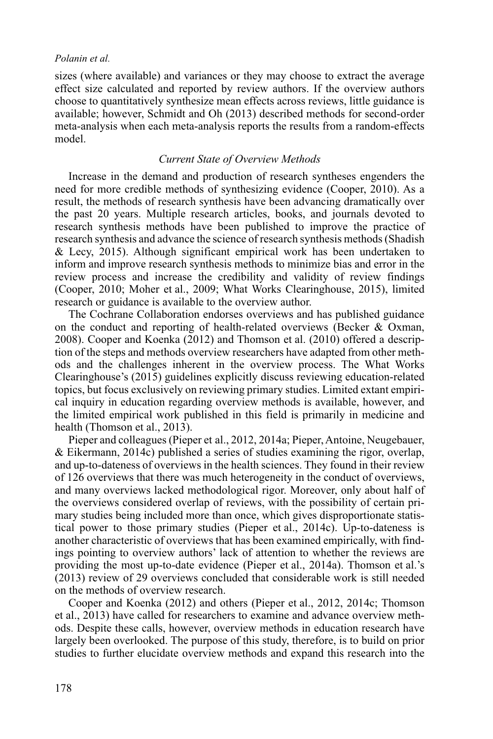sizes (where available) and variances or they may choose to extract the average effect size calculated and reported by review authors. If the overview authors choose to quantitatively synthesize mean effects across reviews, little guidance is available; however, Schmidt and Oh (2013) described methods for second-order meta-analysis when each meta-analysis reports the results from a random-effects model.

### *Current State of Overview Methods*

Increase in the demand and production of research syntheses engenders the need for more credible methods of synthesizing evidence (Cooper, 2010). As a result, the methods of research synthesis have been advancing dramatically over the past 20 years. Multiple research articles, books, and journals devoted to research synthesis methods have been published to improve the practice of research synthesis and advance the science of research synthesis methods (Shadish & Lecy, 2015). Although significant empirical work has been undertaken to inform and improve research synthesis methods to minimize bias and error in the review process and increase the credibility and validity of review findings (Cooper, 2010; Moher et al., 2009; What Works Clearinghouse, 2015), limited research or guidance is available to the overview author.

The Cochrane Collaboration endorses overviews and has published guidance on the conduct and reporting of health-related overviews (Becker & Oxman, 2008). Cooper and Koenka (2012) and Thomson et al. (2010) offered a description of the steps and methods overview researchers have adapted from other methods and the challenges inherent in the overview process. The What Works Clearinghouse's (2015) guidelines explicitly discuss reviewing education-related topics, but focus exclusively on reviewing primary studies. Limited extant empirical inquiry in education regarding overview methods is available, however, and the limited empirical work published in this field is primarily in medicine and health (Thomson et al., 2013).

Pieper and colleagues (Pieper et al., 2012, 2014a; Pieper, Antoine, Neugebauer, & Eikermann, 2014c) published a series of studies examining the rigor, overlap, and up-to-dateness of overviews in the health sciences. They found in their review of 126 overviews that there was much heterogeneity in the conduct of overviews, and many overviews lacked methodological rigor. Moreover, only about half of the overviews considered overlap of reviews, with the possibility of certain primary studies being included more than once, which gives disproportionate statistical power to those primary studies (Pieper et al., 2014c). Up-to-dateness is another characteristic of overviews that has been examined empirically, with findings pointing to overview authors' lack of attention to whether the reviews are providing the most up-to-date evidence (Pieper et al., 2014a). Thomson et al.'s (2013) review of 29 overviews concluded that considerable work is still needed on the methods of overview research.

Cooper and Koenka (2012) and others (Pieper et al., 2012, 2014c; Thomson et al., 2013) have called for researchers to examine and advance overview methods. Despite these calls, however, overview methods in education research have largely been overlooked. The purpose of this study, therefore, is to build on prior studies to further elucidate overview methods and expand this research into the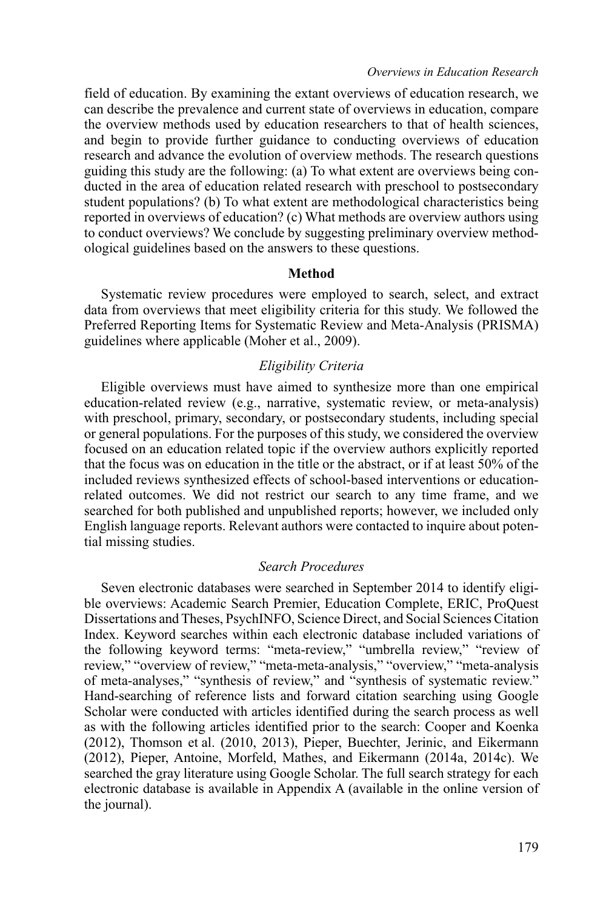field of education. By examining the extant overviews of education research, we can describe the prevalence and current state of overviews in education, compare the overview methods used by education researchers to that of health sciences, and begin to provide further guidance to conducting overviews of education research and advance the evolution of overview methods. The research questions guiding this study are the following: (a) To what extent are overviews being conducted in the area of education related research with preschool to postsecondary student populations? (b) To what extent are methodological characteristics being reported in overviews of education? (c) What methods are overview authors using to conduct overviews? We conclude by suggesting preliminary overview methodological guidelines based on the answers to these questions.

## Method

Systematic review procedures were employed to search, select, and extract data from overviews that meet eligibility criteria for this study. We followed the Preferred Reporting Items for Systematic Review and Meta-Analysis (PRISMA) guidelines where applicable (Moher et al., 2009).

### *Eligibility Criteria*

Eligible overviews must have aimed to synthesize more than one empirical education-related review (e.g., narrative, systematic review, or meta-analysis) with preschool, primary, secondary, or postsecondary students, including special or general populations. For the purposes of this study, we considered the overview focused on an education related topic if the overview authors explicitly reported that the focus was on education in the title or the abstract, or if at least 50% of the included reviews synthesized effects of school-based interventions or education-related outcomes. We did not restrict our search to any time frame, and we searched for both published and unpublished reports; however, we included only English language reports. Relevant authors were contacted to inquire about potential missing studies.

### *Search Procedures*

Seven electronic databases were searched in September 2014 to identify eligible overviews: Academic Search Premier, Education Complete, ERIC, ProQuest Dissertations and Theses, PsychINFO, Science Direct, and Social Sciences Citation Index. Keyword searches within each electronic database included variations of the following keyword terms: "meta-review," "umbrella review," "review of review," "overview of review," "meta-meta-analysis," "overview," "meta-analysis of meta-analyses," "synthesis of review," and "synthesis of systematic review." Hand-searching of reference lists and forward citation searching using Google Scholar were conducted with articles identified during the search process as well as with the following articles identified prior to the search: Cooper and Koenka (2012), Thomson et al. (2010, 2013), Pieper, Buechter, Jerinic, and Eikermann (2012), Pieper, Antoine, Morfeld, Mathes, and Eikermann (2014a, 2014c). We searched the gray literature using Google Scholar. The full search strategy for each electronic database is available in Appendix A (available in the online version of the journal).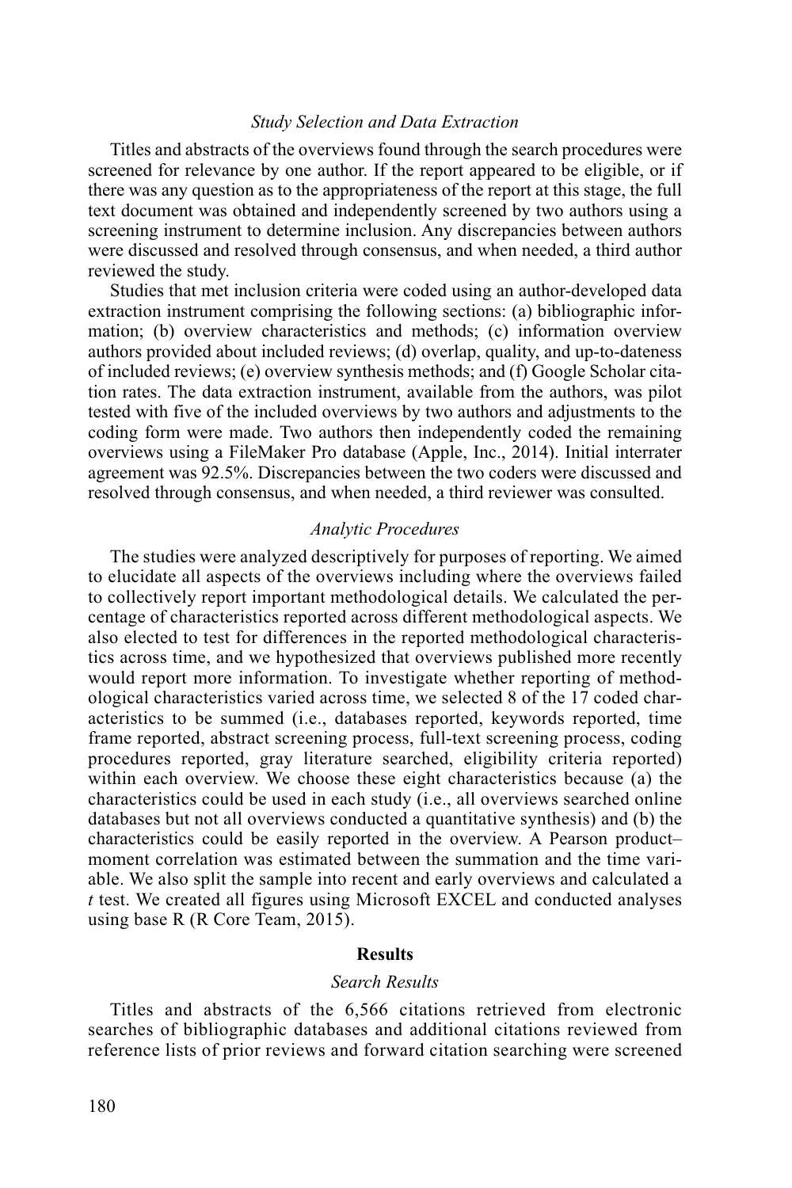### *Study Selection and Data Extraction*

Titles and abstracts of the overviews found through the search procedures were screened for relevance by one author. If the report appeared to be eligible, or if there was any question as to the appropriateness of the report at this stage, the full text document was obtained and independently screened by two authors using a screening instrument to determine inclusion. Any discrepancies between authors were discussed and resolved through consensus, and when needed, a third author reviewed the study.

Studies that met inclusion criteria were coded using an author-developed data extraction instrument comprising the following sections: (a) bibliographic information; (b) overview characteristics and methods; (c) information overview authors provided about included reviews; (d) overlap, quality, and up-to-dateness of included reviews; (e) overview synthesis methods; and (f) Google Scholar citation rates. The data extraction instrument, available from the authors, was pilot tested with five of the included overviews by two authors and adjustments to the coding form were made. Two authors then independently coded the remaining overviews using a FileMaker Pro database (Apple, Inc., 2014). Initial interrater agreement was 92.5%. Discrepancies between the two coders were discussed and resolved through consensus, and when needed, a third reviewer was consulted.

### *Analytic Procedures*

The studies were analyzed descriptively for purposes of reporting. We aimed to elucidate all aspects of the overviews including where the overviews failed to collectively report important methodological details. We calculated the percentage of characteristics reported across different methodological aspects. We also elected to test for differences in the reported methodological characteristics across time, and we hypothesized that overviews published more recently would report more information. To investigate whether reporting of methodological characteristics varied across time, we selected 8 of the 17 coded characteristics to be summed (i.e., databases reported, keywords reported, time frame reported, abstract screening process, full-text screening process, coding procedures reported, gray literature searched, eligibility criteria reported) within each overview. We choose these eight characteristics because (a) the characteristics could be used in each study (i.e., all overviews searched online databases but not all overviews conducted a quantitative synthesis) and (b) the characteristics could be easily reported in the overview. A Pearson product–moment correlation was estimated between the summation and the time variable. We also split the sample into recent and early overviews and calculated a *t* test. We created all figures using Microsoft EXCEL and conducted analyses using base R (R Core Team, 2015).

## Results

### *Search Results*

Titles and abstracts of the 6,566 citations retrieved from electronic searches of bibliographic databases and additional citations reviewed from reference lists of prior reviews and forward citation searching were screened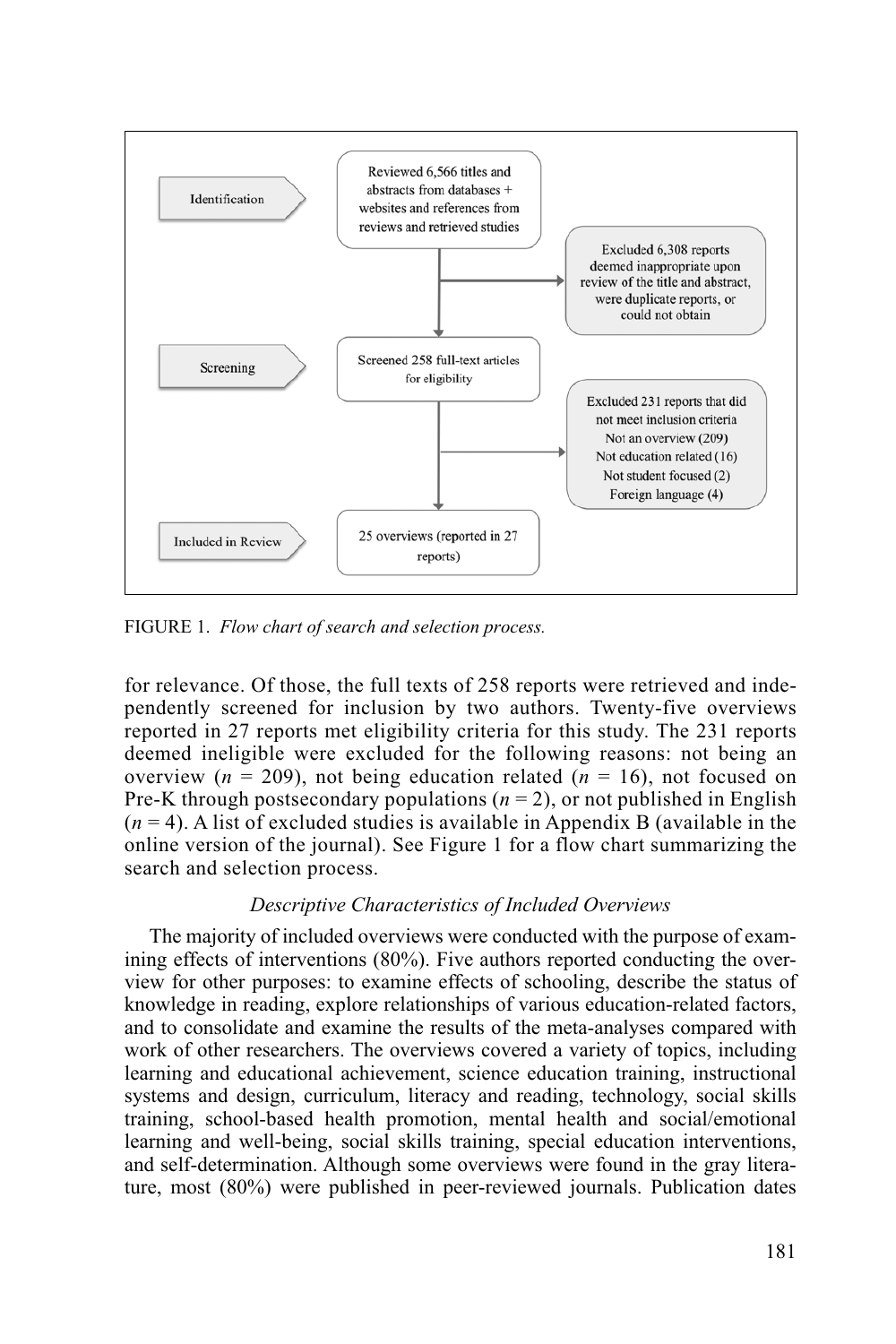Identification

Reviewed 6,566 titles and abstracts from databases + websites and references from reviews and retrieved studies

Excluded 6,308 reports deemed inappropriate upon review of the title and abstract, were duplicate reports, or could not obtain

Screening

Screened 258 full-text articles for eligibility

Excluded 231 reports that did not meet inclusion criteria
Not an overview (209)
Not education related (16)
Not student focused (2)
Foreign language (4)

Included in Review

25 overviews (reported in 27 reports)

FIGURE 1. *Flow chart of search and selection process.*

for relevance. Of those, the full texts of 258 reports were retrieved and independently screened for inclusion by two authors. Twenty-five overviews reported in 27 reports met eligibility criteria for this study. The 231 reports deemed ineligible were excluded for the following reasons: not being an overview ($n = 209$), not being education related ($n = 16$), not focused on Pre-K through postsecondary populations ($n = 2$), or not published in English ($n = 4$). A list of excluded studies is available in Appendix B (available in the online version of the journal). See Figure 1 for a flow chart summarizing the search and selection process.

### *Descriptive Characteristics of Included Overviews*

The majority of included overviews were conducted with the purpose of examining effects of interventions (80%). Five authors reported conducting the overview for other purposes: to examine effects of schooling, describe the status of knowledge in reading, explore relationships of various education-related factors, and to consolidate and examine the results of the meta-analyses compared with work of other researchers. The overviews covered a variety of topics, including learning and educational achievement, science education training, instructional systems and design, curriculum, literacy and reading, technology, social skills training, school-based health promotion, mental health and social/emotional learning and well-being, social skills training, special education interventions, and self-determination. Although some overviews were found in the gray literature, most (80%) were published in peer-reviewed journals. Publication dates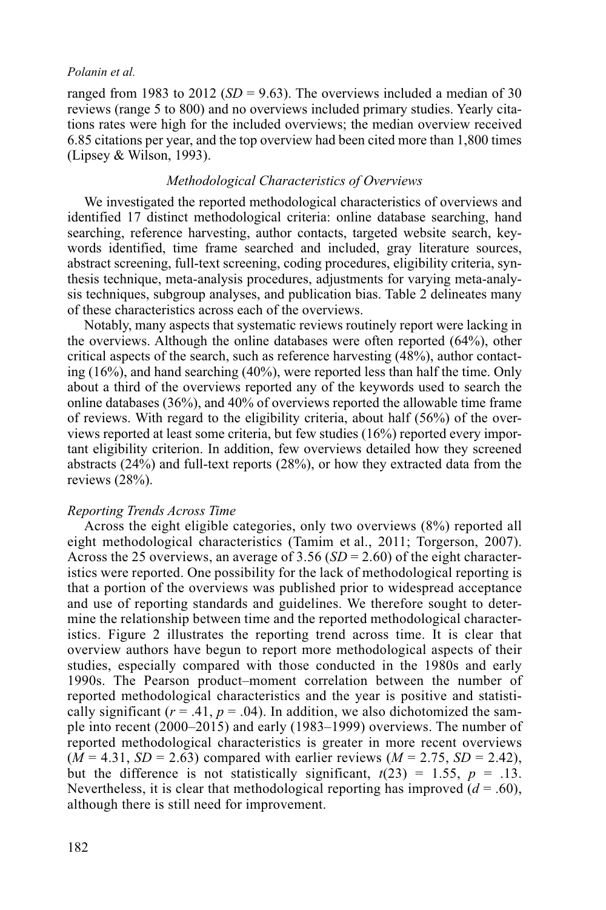ranged from 1983 to 2012 ($SD$ = 9.63). The overviews included a median of 30 reviews (range 5 to 800) and no overviews included primary studies. Yearly citations rates were high for the included overviews; the median overview received 6.85 citations per year, and the top overview had been cited more than 1,800 times (Lipsey & Wilson, 1993).

### *Methodological Characteristics of Overviews*

We investigated the reported methodological characteristics of overviews and identified 17 distinct methodological criteria: online database searching, hand searching, reference harvesting, author contacts, targeted website search, keywords identified, time frame searched and included, gray literature sources, abstract screening, full-text screening, coding procedures, eligibility criteria, synthesis technique, meta-analysis procedures, adjustments for varying meta-analysis techniques, subgroup analyses, and publication bias. Table 2 delineates many of these characteristics across each of the overviews.

Notably, many aspects that systematic reviews routinely report were lacking in the overviews. Although the online databases were often reported (64%), other critical aspects of the search, such as reference harvesting (48%), author contacting (16%), and hand searching (40%), were reported less than half the time. Only about a third of the overviews reported any of the keywords used to search the online databases (36%), and 40% of overviews reported the allowable time frame of reviews. With regard to the eligibility criteria, about half (56%) of the overviews reported at least some criteria, but few studies (16%) reported every important eligibility criterion. In addition, few overviews detailed how they screened abstracts (24%) and full-text reports (28%), or how they extracted data from the reviews (28%).

#### *Reporting Trends Across Time*

Across the eight eligible categories, only two overviews (8%) reported all eight methodological characteristics (Tamim et al., 2011; Torgerson, 2007). Across the 25 overviews, an average of 3.56 ($SD$ = 2.60) of the eight characteristics were reported. One possibility for the lack of methodological reporting is that a portion of the overviews was published prior to widespread acceptance and use of reporting standards and guidelines. We therefore sought to determine the relationship between time and the reported methodological characteristics. Figure 2 illustrates the reporting trend across time. It is clear that overview authors have begun to report more methodological aspects of their studies, especially compared with those conducted in the 1980s and early 1990s. The Pearson product–moment correlation between the number of reported methodological characteristics and the year is positive and statistically significant ($r$ = .41, $p$ = .04). In addition, we also dichotomized the sample into recent (2000–2015) and early (1983–1999) overviews. The number of reported methodological characteristics is greater in more recent overviews ($M$ = 4.31, $SD$ = 2.63) compared with earlier reviews ($M$ = 2.75, $SD$ = 2.42), but the difference is not statistically significant, $t(23)$ = 1.55, $p$ = .13. Nevertheless, it is clear that methodological reporting has improved ($d$ = .60), although there is still need for improvement.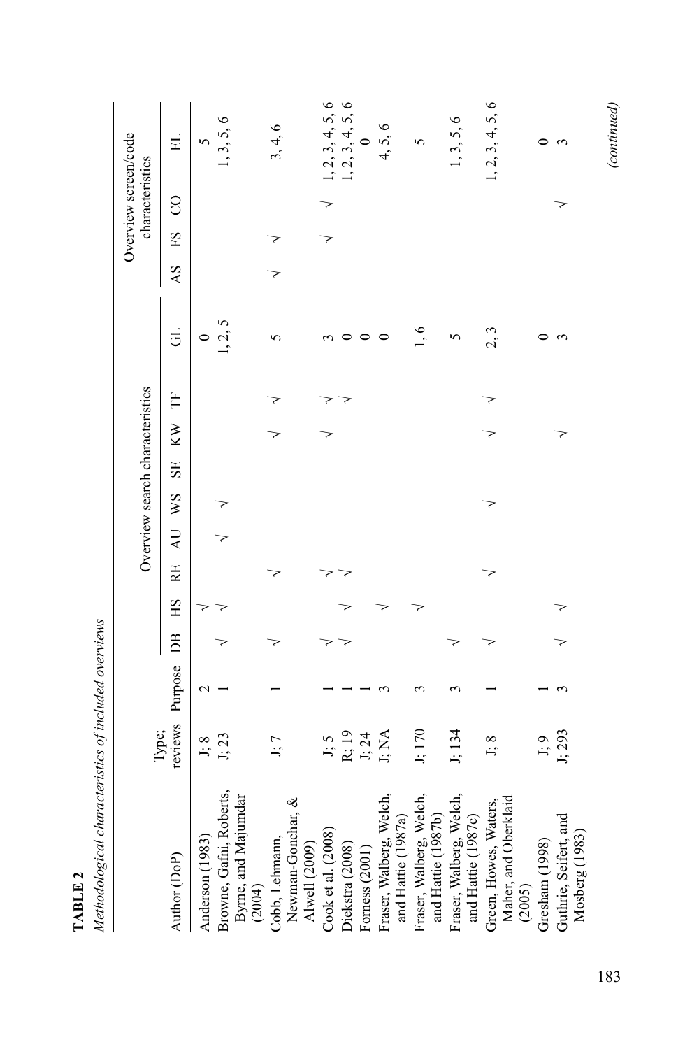**TABLE 2**

*Methodological characteristics of included overviews*

| Author (DoP) | Type; reviews | Purpose | Overview search characteristics | | | | | | | | | Overview screen/code characteristics | | | |
|---|---|---|---|---|---|---|---|---|---|---|---|---|---|---|---|
| | | | DB | HS | RE | AU | WS | SE | KW | TF | GL | AS | FS | CO | EL |
| Anderson (1983) | J; 8 | 2 | | √ | | | | | | | 0 | | | | 5 |
| Browne, Gafni, Roberts, Byrne, and Majumdar (2004) | J; 23 | 1 | √ | √ | | √ | √ | | | | 1, 2, 5 | | | | 1, 3, 5, 6 |
| Cobb, Lehmann, Newman-Gonchar, & Alwell (2009) | J; 7 | 1 | √ | | √ | | | | √ | √ | 5 | √ | √ | | 3, 4, 6 |
| Cook et al. (2008) | J; 5 | 1 | √ | | √ | | | | √ | √ | 3 | | √ | √ | 1, 2, 3, 4, 5, 6 |
| Diekstra (2008) | R; 19 | 1 | √ | √ | √ | | | | | √ | 0 | | | | 1, 2, 3, 4, 5, 6 |
| Forness (2001) | J; 24 | 1 | | | | | | | | | 0 | | | | 0 |
| Fraser, Walberg, Welch, and Hattie (1987a) | J; NA | 3 | | √ | | | | | | | 0 | | | | 4, 5, 6 |
| Fraser, Walberg, Welch, and Hattie (1987b) | J; 170 | 3 | | √ | | | | | | | 1, 6 | | | | 5 |
| Fraser, Walberg, Welch, and Hattie (1987c) | J; 134 | 3 | √ | | | | | | | | 5 | | | | 1, 3, 5, 6 |
| Green, Howes, Waters, Maher, and Oberklaid (2005) | J; 8 | 1 | √ | | √ | | √ | | √ | √ | 2, 3 | | | | 1, 2, 3, 4, 5, 6 |
| Gresham (1998) | J; 9 | 1 | | | | | | | | | 0 | | | | 0 |
| Guthrie, Seifert, and Mosberg (1983) | J; 293 | 3 | √ | √ | | | | | √ | | 3 | | | √ | 3 |

*(continued)*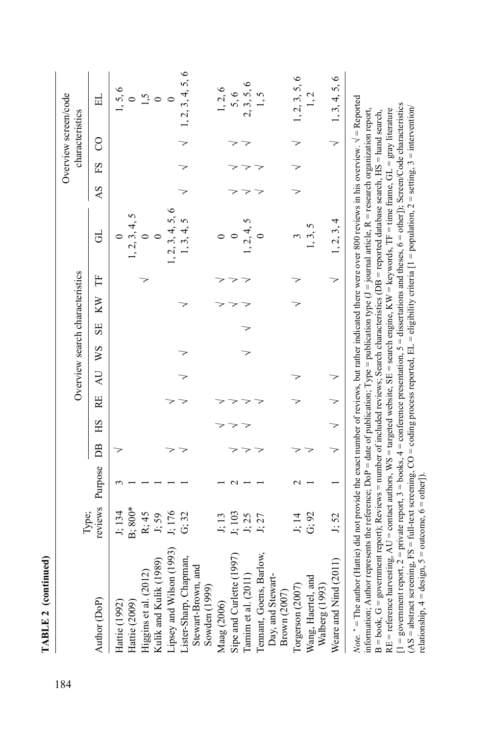**TABLE 2 (continued)**

| Author (DoP) | Type; reviews | Purpose | Overview search characteristics | | | | | | | | | Overview screen/code characteristics | | | |
|---|---|---|---|---|---|---|---|---|---|---|---|---|---|---|---|
| | | | DB | HS | RE | AU | WS | SE | KW | TF | GL | AS | FS | CO | EL |
| Hattie (1992) | J; 134 | 3 | √ | | | | | | | | 0 | | | | 1, 5, 6 |
| Hattie (2009) | B; 800* | 1 | | | | | | | | | 1, 2, 3, 4, 5 | | | | 0 |
| Higgins et al. (2012) | R; 45 | 1 | | | | | | | | √ | 0 | | | | 1,5 |
| Kulik and Kulik (1989) | J; 59 | 1 | | | | | | | | | 0 | | | | 0 |
| Lipsey and Wilson (1993) | J; 176 | 1 | √ | | √ | | | | | | 1, 2, 3, 4, 5, 6 | | | | 0 |
| Lister-Sharp, Chapman, Stewart-Brown, and Sowden (1999) | G; 32 | 1 | √ | | √ | √ | √ | | √ | | 1, 3, 4, 5 | √ | √ | √ | 1, 2, 3, 4, 5, 6 |
| Maag (2006) | J; 13 | 1 | | √ | √ | | | | √ | √ | 0 | | | | 1, 2, 6 |
| Sipe and Curlette (1997) | J; 103 | 2 | √ | √ | √ | | | | √ | √ | 0 | √ | √ | √ | 5, 6 |
| Tamim et al. (2011) | J; 25 | 1 | √ | √ | √ | | √ | √ | √ | √ | 1, 2, 4, 5 | √ | √ | √ | 2, 3, 5, 6 |
| Tennant, Goens, Barlow, Day, and Stewart-Brown (2007) | J; 27 | 1 | √ | | √ | | | | | | 0 | √ | √ | | 1, 5 |
| Torgerson (2007) | J; 14 | 2 | √ | | √ | √ | | | √ | √ | 3 | √ | √ | √ | 1, 2, 3, 5, 6 |
| Wang, Haertel, and Walberg (1993) | G; 92 | 1 | √ | | | | | | | | 1, 3, 5 | | | | 1, 2 |
| Weare and Nind (2011) | J; 52 | 1 | √ | √ | √ | √ | | | | √ | 1, 2, 3, 4 | | | √ | 1, 3, 4, 5, 6 |

*Note.* * = The author (Hattie) did not provide the exact number of reviews, but rather indicated there were over 800 reviews in his overview. √ = Reported information; Author represents the reference; DoP = date of publication; Type = publication type (J = journal article, R = research organization report, B = book, G = government report); Reviews = number of included reviews; Search characteristics (DB = reported database search, HS = hand search, RE = reference harvesting, AU = contact authors, WS = targeted website, SE = search engine, KW = keywords, TF = time frame, GL = gray literature [1 = government report, 2 = private report, 3 = books, 4 = conference presentation, 5 = dissertations and theses, 6 = other]); Screen/Code characteristics (AS = abstract screening, FS = full-text screening, CO = coding process reported, EL = eligibility criteria [1 = population, 2 = setting, 3 = intervention/relationship, 4 = design, 5 = outcome, 6 = other]).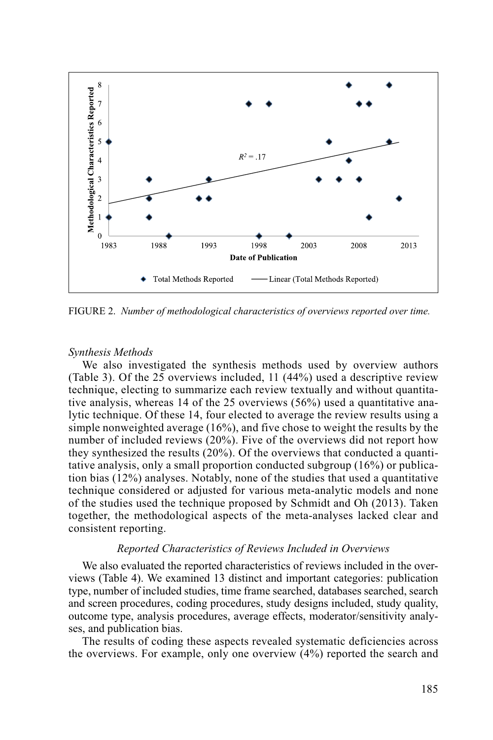FIGURE 2. *Number of methodological characteristics of overviews reported over time.*

*Synthesis Methods*

We also investigated the synthesis methods used by overview authors (Table 3). Of the 25 overviews included, 11 (44%) used a descriptive review technique, electing to summarize each review textually and without quantitative analysis, whereas 14 of the 25 overviews (56%) used a quantitative analytic technique. Of these 14, four elected to average the review results using a simple nonweighted average (16%), and five chose to weight the results by the number of included reviews (20%). Five of the overviews did not report how they synthesized the results (20%). Of the overviews that conducted a quantitative analysis, only a small proportion conducted subgroup (16%) or publication bias (12%) analyses. Notably, none of the studies that used a quantitative technique considered or adjusted for various meta-analytic models and none of the studies used the technique proposed by Schmidt and Oh (2013). Taken together, the methodological aspects of the meta-analyses lacked clear and consistent reporting.

*Reported Characteristics of Reviews Included in Overviews*

We also evaluated the reported characteristics of reviews included in the overviews (Table 4). We examined 13 distinct and important categories: publication type, number of included studies, time frame searched, databases searched, search and screen procedures, coding procedures, study designs included, study quality, outcome type, analysis procedures, average effects, moderator/sensitivity analyses, and publication bias.

The results of coding these aspects revealed systematic deficiencies across the overviews. For example, only one overview (4%) reported the search and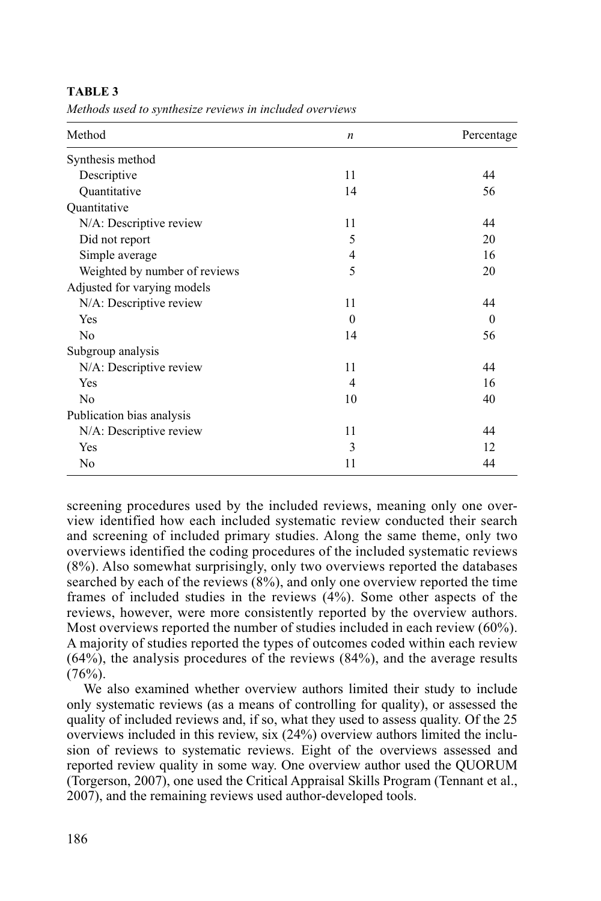**TABLE 3**

*Methods used to synthesize reviews in included overviews*

| Method | *n* | Percentage |
|---|---|---|
| Synthesis method | | |
| Descriptive | 11 | 44 |
| Quantitative | 14 | 56 |
| Quantitative | | |
| N/A: Descriptive review | 11 | 44 |
| Did not report | 5 | 20 |
| Simple average | 4 | 16 |
| Weighted by number of reviews | 5 | 20 |
| Adjusted for varying models | | |
| N/A: Descriptive review | 11 | 44 |
| Yes | 0 | 0 |
| No | 14 | 56 |
| Subgroup analysis | | |
| N/A: Descriptive review | 11 | 44 |
| Yes | 4 | 16 |
| No | 10 | 40 |
| Publication bias analysis | | |
| N/A: Descriptive review | 11 | 44 |
| Yes | 3 | 12 |
| No | 11 | 44 |

screening procedures used by the included reviews, meaning only one overview identified how each included systematic review conducted their search and screening of included primary studies. Along the same theme, only two overviews identified the coding procedures of the included systematic reviews (8%). Also somewhat surprisingly, only two overviews reported the databases searched by each of the reviews (8%), and only one overview reported the time frames of included studies in the reviews (4%). Some other aspects of the reviews, however, were more consistently reported by the overview authors. Most overviews reported the number of studies included in each review (60%). A majority of studies reported the types of outcomes coded within each review (64%), the analysis procedures of the reviews (84%), and the average results (76%).

We also examined whether overview authors limited their study to include only systematic reviews (as a means of controlling for quality), or assessed the quality of included reviews and, if so, what they used to assess quality. Of the 25 overviews included in this review, six (24%) overview authors limited the inclusion of reviews to systematic reviews. Eight of the overviews assessed and reported review quality in some way. One overview author used the QUORUM (Torgerson, 2007), one used the Critical Appraisal Skills Program (Tennant et al., 2007), and the remaining reviews used author-developed tools.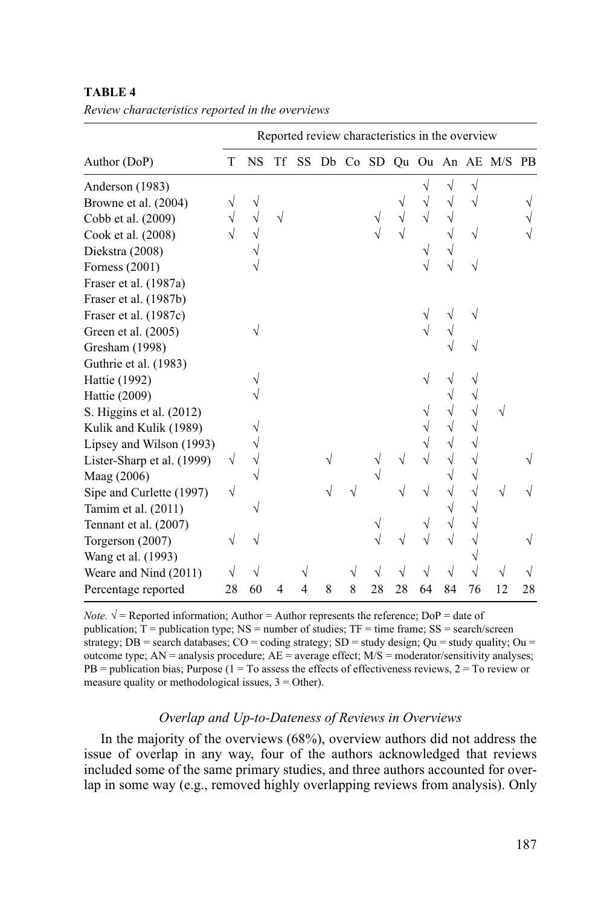**TABLE 4**

*Review characteristics reported in the overviews*

| | Reported review characteristics in the overview | | | | | | | | | | | | |
|---|---|---|---|---|---|---|---|---|---|---|---|---|---|
| Author (DoP) | T | NS | Tf | SS | Db | Co | SD | Qu | Ou | An | AE | M/S | PB |
| Anderson (1983) | | | | | | | | | √ | √ | √ | | |
| Browne et al. (2004) | √ | √ | | | | | | √ | √ | √ | √ | | √ |
| Cobb et al. (2009) | √ | √ | √ | | | | √ | √ | √ | √ | | | √ |
| Cook et al. (2008) | √ | √ | | | | | √ | √ | | √ | √ | | √ |
| Diekstra (2008) | | √ | | | | | | | √ | √ | | | |
| Forness (2001) | | √ | | | | | | | √ | √ | √ | | |
| Fraser et al. (1987a) | | | | | | | | | | | | | |
| Fraser et al. (1987b) | | | | | | | | | | | | | |
| Fraser et al. (1987c) | | | | | | | | | √ | √ | √ | | |
| Green et al. (2005) | | √ | | | | | | | √ | √ | | | |
| Gresham (1998) | | | | | | | | | | √ | √ | | |
| Guthrie et al. (1983) | | | | | | | | | | | | | |
| Hattie (1992) | | √ | | | | | | | √ | √ | √ | | |
| Hattie (2009) | | √ | | | | | | | | √ | √ | | |
| S. Higgins et al. (2012) | | | | | | | | | √ | √ | √ | √ | |
| Kulik and Kulik (1989) | | √ | | | | | | | √ | √ | √ | | |
| Lipsey and Wilson (1993) | | √ | | | | | | | √ | √ | √ | | |
| Lister-Sharp et al. (1999) | √ | √ | | | √ | | √ | √ | √ | √ | √ | | √ |
| Maag (2006) | | √ | | | | | √ | | | √ | √ | | |
| Sipe and Curlette (1997) | √ | | | | √ | √ | | √ | √ | √ | √ | √ | √ |
| Tamim et al. (2011) | | √ | | | | | | | | √ | √ | | |
| Tennant et al. (2007) | | | | | | | √ | | √ | √ | √ | | |
| Torgerson (2007) | √ | √ | | | | | √ | √ | √ | √ | √ | | √ |
| Wang et al. (1993) | | | | | | | | | | | √ | | |
| Weare and Nind (2011) | √ | √ | | √ | | √ | √ | √ | √ | √ | √ | √ | √ |
| Percentage reported | 28 | 60 | 4 | 4 | 8 | 8 | 28 | 28 | 64 | 84 | 76 | 12 | 28 |

*Note.* √ = Reported information; Author = Author represents the reference; DoP = date of publication; T = publication type; NS = number of studies; TF = time frame; SS = search/screen strategy; DB = search databases; CO = coding strategy; SD = study design; Qu = study quality; Ou = outcome type; AN = analysis procedure; AE = average effect; M/S = moderator/sensitivity analyses; PB = publication bias; Purpose (1 = To assess the effects of effectiveness reviews, 2 = To review or measure quality or methodological issues, 3 = Other).

### *Overlap and Up-to-Dateness of Reviews in Overviews*

In the majority of the overviews (68%), overview authors did not address the issue of overlap in any way, four of the authors acknowledged that reviews included some of the same primary studies, and three authors accounted for overlap in some way (e.g., removed highly overlapping reviews from analysis). Only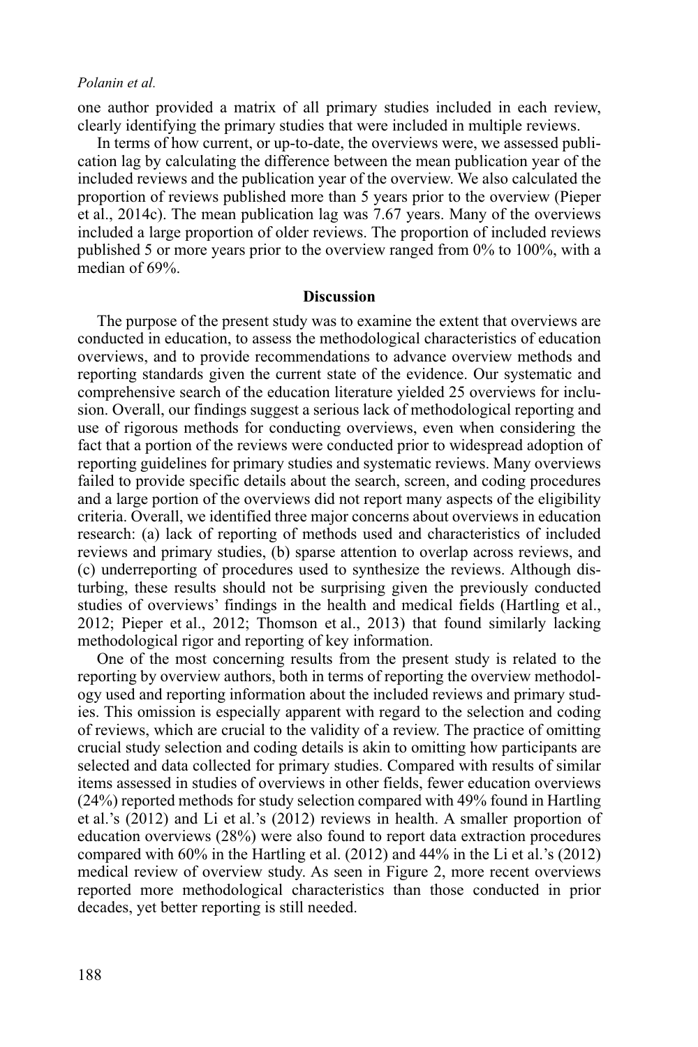one author provided a matrix of all primary studies included in each review, clearly identifying the primary studies that were included in multiple reviews.

In terms of how current, or up-to-date, the overviews were, we assessed publication lag by calculating the difference between the mean publication year of the included reviews and the publication year of the overview. We also calculated the proportion of reviews published more than 5 years prior to the overview (Pieper et al., 2014c). The mean publication lag was 7.67 years. Many of the overviews included a large proportion of older reviews. The proportion of included reviews published 5 or more years prior to the overview ranged from 0% to 100%, with a median of 69%.

## Discussion

The purpose of the present study was to examine the extent that overviews are conducted in education, to assess the methodological characteristics of education overviews, and to provide recommendations to advance overview methods and reporting standards given the current state of the evidence. Our systematic and comprehensive search of the education literature yielded 25 overviews for inclusion. Overall, our findings suggest a serious lack of methodological reporting and use of rigorous methods for conducting overviews, even when considering the fact that a portion of the reviews were conducted prior to widespread adoption of reporting guidelines for primary studies and systematic reviews. Many overviews failed to provide specific details about the search, screen, and coding procedures and a large portion of the overviews did not report many aspects of the eligibility criteria. Overall, we identified three major concerns about overviews in education research: (a) lack of reporting of methods used and characteristics of included reviews and primary studies, (b) sparse attention to overlap across reviews, and (c) underreporting of procedures used to synthesize the reviews. Although disturbing, these results should not be surprising given the previously conducted studies of overviews' findings in the health and medical fields (Hartling et al., 2012; Pieper et al., 2012; Thomson et al., 2013) that found similarly lacking methodological rigor and reporting of key information.

One of the most concerning results from the present study is related to the reporting by overview authors, both in terms of reporting the overview methodology used and reporting information about the included reviews and primary studies. This omission is especially apparent with regard to the selection and coding of reviews, which are crucial to the validity of a review. The practice of omitting crucial study selection and coding details is akin to omitting how participants are selected and data collected for primary studies. Compared with results of similar items assessed in studies of overviews in other fields, fewer education overviews (24%) reported methods for study selection compared with 49% found in Hartling et al.'s (2012) and Li et al.'s (2012) reviews in health. A smaller proportion of education overviews (28%) were also found to report data extraction procedures compared with 60% in the Hartling et al. (2012) and 44% in the Li et al.'s (2012) medical review of overview study. As seen in Figure 2, more recent overviews reported more methodological characteristics than those conducted in prior decades, yet better reporting is still needed.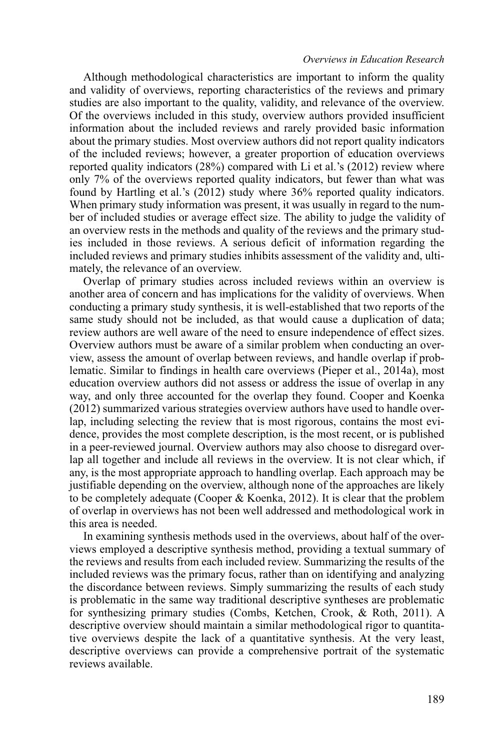Although methodological characteristics are important to inform the quality and validity of overviews, reporting characteristics of the reviews and primary studies are also important to the quality, validity, and relevance of the overview. Of the overviews included in this study, overview authors provided insufficient information about the included reviews and rarely provided basic information about the primary studies. Most overview authors did not report quality indicators of the included reviews; however, a greater proportion of education overviews reported quality indicators (28%) compared with Li et al.'s (2012) review where only 7% of the overviews reported quality indicators, but fewer than what was found by Hartling et al.'s (2012) study where 36% reported quality indicators. When primary study information was present, it was usually in regard to the number of included studies or average effect size. The ability to judge the validity of an overview rests in the methods and quality of the reviews and the primary studies included in those reviews. A serious deficit of information regarding the included reviews and primary studies inhibits assessment of the validity and, ultimately, the relevance of an overview.

Overlap of primary studies across included reviews within an overview is another area of concern and has implications for the validity of overviews. When conducting a primary study synthesis, it is well-established that two reports of the same study should not be included, as that would cause a duplication of data; review authors are well aware of the need to ensure independence of effect sizes. Overview authors must be aware of a similar problem when conducting an overview, assess the amount of overlap between reviews, and handle overlap if problematic. Similar to findings in health care overviews (Pieper et al., 2014a), most education overview authors did not assess or address the issue of overlap in any way, and only three accounted for the overlap they found. Cooper and Koenka (2012) summarized various strategies overview authors have used to handle overlap, including selecting the review that is most rigorous, contains the most evidence, provides the most complete description, is the most recent, or is published in a peer-reviewed journal. Overview authors may also choose to disregard overlap all together and include all reviews in the overview. It is not clear which, if any, is the most appropriate approach to handling overlap. Each approach may be justifiable depending on the overview, although none of the approaches are likely to be completely adequate (Cooper & Koenka, 2012). It is clear that the problem of overlap in overviews has not been well addressed and methodological work in this area is needed.

In examining synthesis methods used in the overviews, about half of the overviews employed a descriptive synthesis method, providing a textual summary of the reviews and results from each included review. Summarizing the results of the included reviews was the primary focus, rather than on identifying and analyzing the discordance between reviews. Simply summarizing the results of each study is problematic in the same way traditional descriptive syntheses are problematic for synthesizing primary studies (Combs, Ketchen, Crook, & Roth, 2011). A descriptive overview should maintain a similar methodological rigor to quantitative overviews despite the lack of a quantitative synthesis. At the very least, descriptive overviews can provide a comprehensive portrait of the systematic reviews available.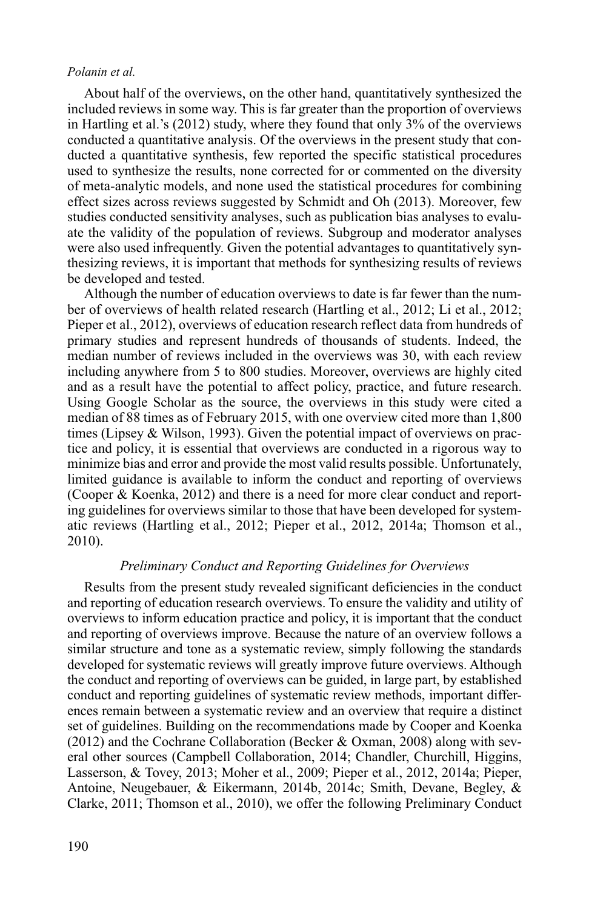About half of the overviews, on the other hand, quantitatively synthesized the included reviews in some way. This is far greater than the proportion of overviews in Hartling et al.'s (2012) study, where they found that only 3% of the overviews conducted a quantitative analysis. Of the overviews in the present study that conducted a quantitative synthesis, few reported the specific statistical procedures used to synthesize the results, none corrected for or commented on the diversity of meta-analytic models, and none used the statistical procedures for combining effect sizes across reviews suggested by Schmidt and Oh (2013). Moreover, few studies conducted sensitivity analyses, such as publication bias analyses to evaluate the validity of the population of reviews. Subgroup and moderator analyses were also used infrequently. Given the potential advantages to quantitatively synthesizing reviews, it is important that methods for synthesizing results of reviews be developed and tested.

Although the number of education overviews to date is far fewer than the number of overviews of health related research (Hartling et al., 2012; Li et al., 2012; Pieper et al., 2012), overviews of education research reflect data from hundreds of primary studies and represent hundreds of thousands of students. Indeed, the median number of reviews included in the overviews was 30, with each review including anywhere from 5 to 800 studies. Moreover, overviews are highly cited and as a result have the potential to affect policy, practice, and future research. Using Google Scholar as the source, the overviews in this study were cited a median of 88 times as of February 2015, with one overview cited more than 1,800 times (Lipsey & Wilson, 1993). Given the potential impact of overviews on practice and policy, it is essential that overviews are conducted in a rigorous way to minimize bias and error and provide the most valid results possible. Unfortunately, limited guidance is available to inform the conduct and reporting of overviews (Cooper & Koenka, 2012) and there is a need for more clear conduct and reporting guidelines for overviews similar to those that have been developed for systematic reviews (Hartling et al., 2012; Pieper et al., 2012, 2014a; Thomson et al., 2010).

### *Preliminary Conduct and Reporting Guidelines for Overviews*

Results from the present study revealed significant deficiencies in the conduct and reporting of education research overviews. To ensure the validity and utility of overviews to inform education practice and policy, it is important that the conduct and reporting of overviews improve. Because the nature of an overview follows a similar structure and tone as a systematic review, simply following the standards developed for systematic reviews will greatly improve future overviews. Although the conduct and reporting of overviews can be guided, in large part, by established conduct and reporting guidelines of systematic review methods, important differences remain between a systematic review and an overview that require a distinct set of guidelines. Building on the recommendations made by Cooper and Koenka (2012) and the Cochrane Collaboration (Becker & Oxman, 2008) along with several other sources (Campbell Collaboration, 2014; Chandler, Churchill, Higgins, Lasserson, & Tovey, 2013; Moher et al., 2009; Pieper et al., 2012, 2014a; Pieper, Antoine, Neugebauer, & Eikermann, 2014b, 2014c; Smith, Devane, Begley, & Clarke, 2011; Thomson et al., 2010), we offer the following Preliminary Conduct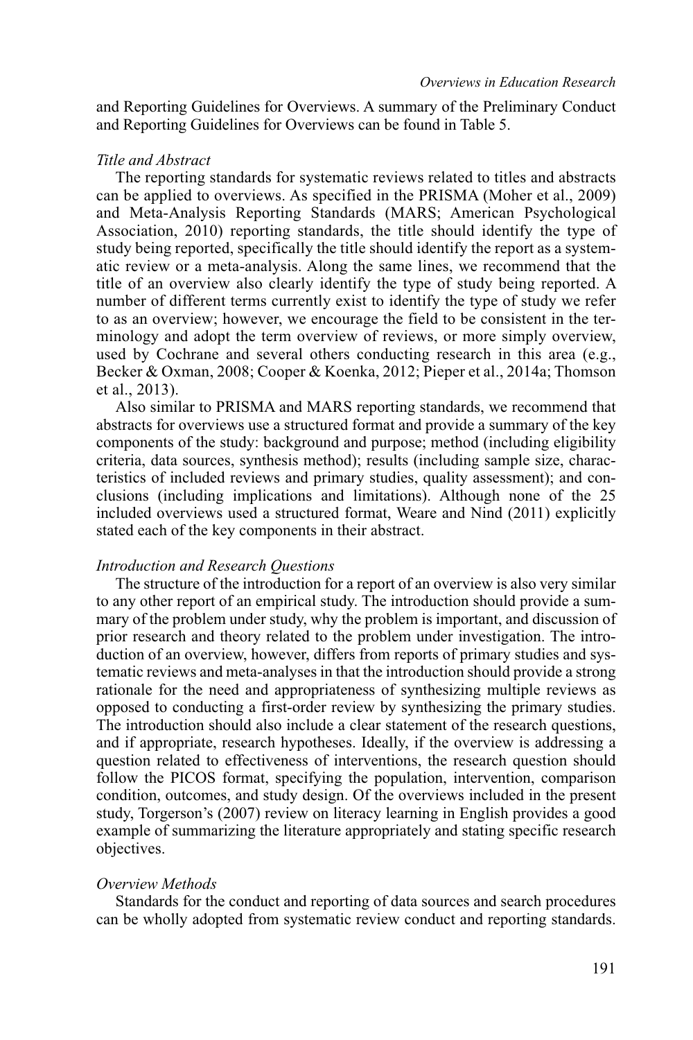and Reporting Guidelines for Overviews. A summary of the Preliminary Conduct and Reporting Guidelines for Overviews can be found in Table 5.

*Title and Abstract*

The reporting standards for systematic reviews related to titles and abstracts can be applied to overviews. As specified in the PRISMA (Moher et al., 2009) and Meta-Analysis Reporting Standards (MARS; American Psychological Association, 2010) reporting standards, the title should identify the type of study being reported, specifically the title should identify the report as a systematic review or a meta-analysis. Along the same lines, we recommend that the title of an overview also clearly identify the type of study being reported. A number of different terms currently exist to identify the type of study we refer to as an overview; however, we encourage the field to be consistent in the terminology and adopt the term overview of reviews, or more simply overview, used by Cochrane and several others conducting research in this area (e.g., Becker & Oxman, 2008; Cooper & Koenka, 2012; Pieper et al., 2014a; Thomson et al., 2013).

Also similar to PRISMA and MARS reporting standards, we recommend that abstracts for overviews use a structured format and provide a summary of the key components of the study: background and purpose; method (including eligibility criteria, data sources, synthesis method); results (including sample size, characteristics of included reviews and primary studies, quality assessment); and conclusions (including implications and limitations). Although none of the 25 included overviews used a structured format, Weare and Nind (2011) explicitly stated each of the key components in their abstract.

*Introduction and Research Questions*

The structure of the introduction for a report of an overview is also very similar to any other report of an empirical study. The introduction should provide a summary of the problem under study, why the problem is important, and discussion of prior research and theory related to the problem under investigation. The introduction of an overview, however, differs from reports of primary studies and systematic reviews and meta-analyses in that the introduction should provide a strong rationale for the need and appropriateness of synthesizing multiple reviews as opposed to conducting a first-order review by synthesizing the primary studies. The introduction should also include a clear statement of the research questions, and if appropriate, research hypotheses. Ideally, if the overview is addressing a question related to effectiveness of interventions, the research question should follow the PICOS format, specifying the population, intervention, comparison condition, outcomes, and study design. Of the overviews included in the present study, Torgerson's (2007) review on literacy learning in English provides a good example of summarizing the literature appropriately and stating specific research objectives.

*Overview Methods*

Standards for the conduct and reporting of data sources and search procedures can be wholly adopted from systematic review conduct and reporting standards.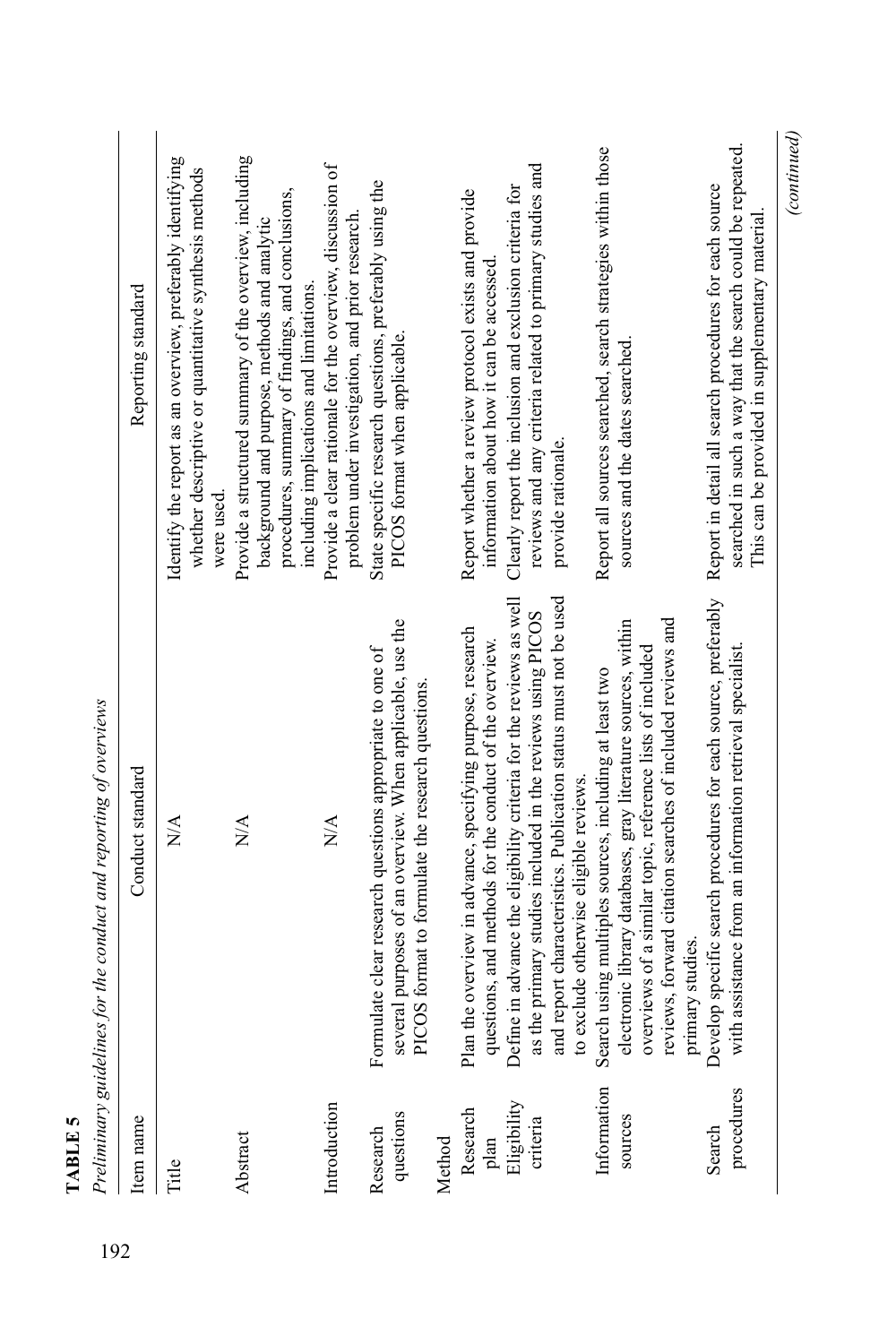**TABLE 5**

*Preliminary guidelines for the conduct and reporting of overviews*

| Item name | Conduct standard | Reporting standard |
|---|---|---|
| Title | N/A | Identify the report as an overview, preferably identifying whether descriptive or quantitative synthesis methods were used. |
| Abstract | N/A | Provide a structured summary of the overview, including background and purpose, methods and analytic procedures, summary of findings, and conclusions, including implications and limitations. |
| Introduction | N/A | Provide a clear rationale for the overview, discussion of problem under investigation, and prior research. |
| Research questions | Formulate clear research questions appropriate to one of several purposes of an overview. When applicable, use the PICOS format to formulate the research questions. | State specific research questions, preferably using the PICOS format when applicable. |
| Method | | |
| Research plan | Plan the overview in advance, specifying purpose, research questions, and methods for the conduct of the overview. | Report whether a review protocol exists and provide information about how it can be accessed. |
| Eligibility criteria | Define in advance the eligibility criteria for the reviews as well as the primary studies included in the reviews using PICOS and report characteristics. Publication status must not be used to exclude otherwise eligible reviews. | Clearly report the inclusion and exclusion criteria for reviews and any criteria related to primary studies and provide rationale. |
| Information sources | Search using multiples sources, including at least two electronic library databases, gray literature sources, within overviews of a similar topic, reference lists of included reviews, forward citation searches of included reviews and primary studies. | Report all sources searched, search strategies within those sources and the dates searched. |
| Search procedures | Develop specific search procedures for each source, preferably with assistance from an information retrieval specialist. | Report in detail all search procedures for each source searched in such a way that the search could be repeated. This can be provided in supplementary material. |

*(continued)*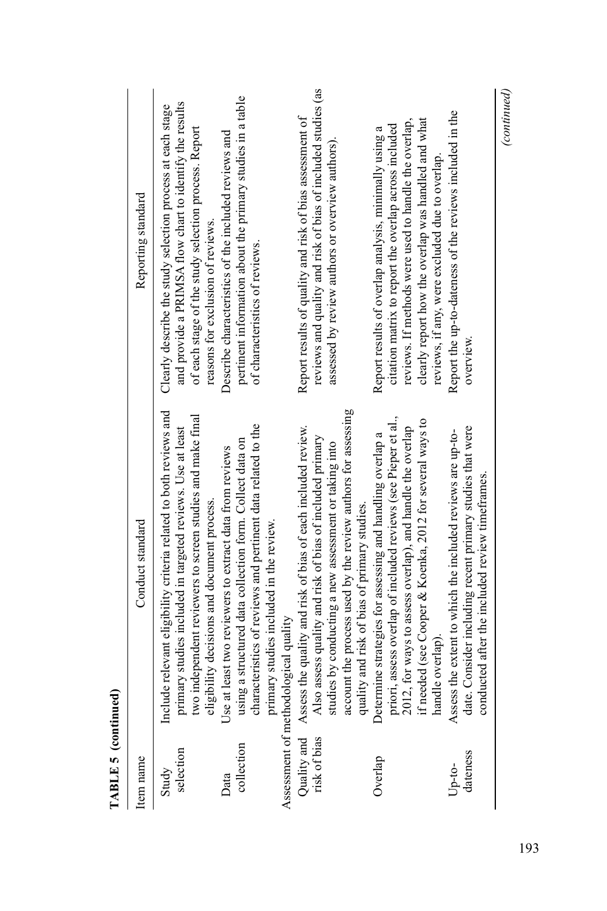**TABLE 5 (continued)**

| Item name | Conduct standard | Reporting standard |
|---|---|---|
| Study selection | Include relevant eligibility criteria related to both reviews and primary studies included in targeted reviews. Use at least two independent reviewers to screen studies and make final eligibility decisions and document process. | Clearly describe the study selection process at each stage and provide a PRIMSA flow chart to identify the results of each stage of the study selection process. Report reasons for exclusion of reviews. |
| Data collection | Use at least two reviewers to extract data from reviews using a structured data collection form. Collect data on characteristics of reviews and pertinent data related to the primary studies included in the review. | Describe characteristics of the included reviews and pertinent information about the primary studies in a table of characteristics of reviews. |
| Assessment of methodological quality | | |
| Quality and risk of bias | Assess the quality and risk of bias of each included review. Also assess quality and risk of bias of included primary studies by conducting a new assessment or taking into account the process used by the review authors for assessing quality and risk of bias of primary studies. | Report results of quality and risk of bias assessment of reviews and quality and risk of bias of included studies (as assessed by review authors or overview authors). |
| Overlap | Determine strategies for assessing and handling overlap a priori, assess overlap of included reviews (see Pieper et al., 2012, for ways to assess overlap), and handle the overlap if needed (see Cooper & Koenka, 2012 for several ways to handle overlap). | Report results of overlap analysis, minimally using a citation matrix to report the overlap across included reviews. If methods were used to handle the overlap, clearly report how the overlap was handled and what reviews, if any, were excluded due to overlap. |
| Up-to-dateness | Assess the extent to which the included reviews are up-to-date. Consider including recent primary studies that were conducted after the included review timeframes. | Report the up-to-dateness of the reviews included in the overview. |

*(continued)*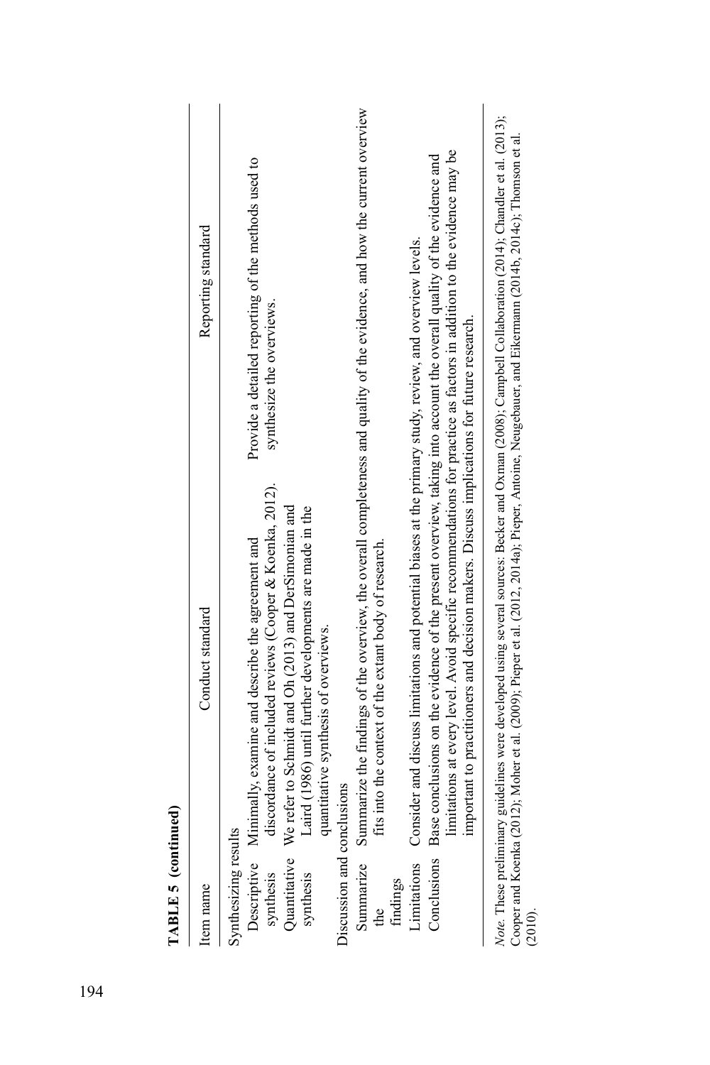**TABLE 5 (continued)**

| Item name | Conduct standard | Reporting standard |
|---|---|---|
| Synthesizing results | | |
| Descriptive synthesis | Minimally, examine and describe the agreement and discordance of included reviews (Cooper & Koenka, 2012). | Provide a detailed reporting of the methods used to synthesize the overviews. |
| Quantitative synthesis | We refer to Schmidt and Oh (2013) and DerSimonian and Laird (1986) until further developments are made in the quantitative synthesis of overviews. | |
| Discussion and conclusions | | |
| Summarize the findings | Summarize the findings of the overview, the overall completeness and quality of the evidence, and how the current overview fits into the context of the extant body of research. | |
| Limitations | Consider and discuss limitations and potential biases at the primary study, review, and overview levels. | |
| Conclusions | Base conclusions on the evidence of the present overview, taking into account the overall quality of the evidence and limitations at every level. Avoid specific recommendations for practice as factors in addition to the evidence may be important to practitioners and decision makers. Discuss implications for future research. | |

*Note.* These preliminary guidelines were developed using several sources: Becker and Oxman (2008); Campbell Collaboration (2014); Chandler et al. (2013); Cooper and Koenka (2012); Moher et al. (2009); Pieper et al. (2012, 2014a); Pieper, Antoine, Neugebauer, and Eikermann (2014b, 2014c); Thomson et al. (2010).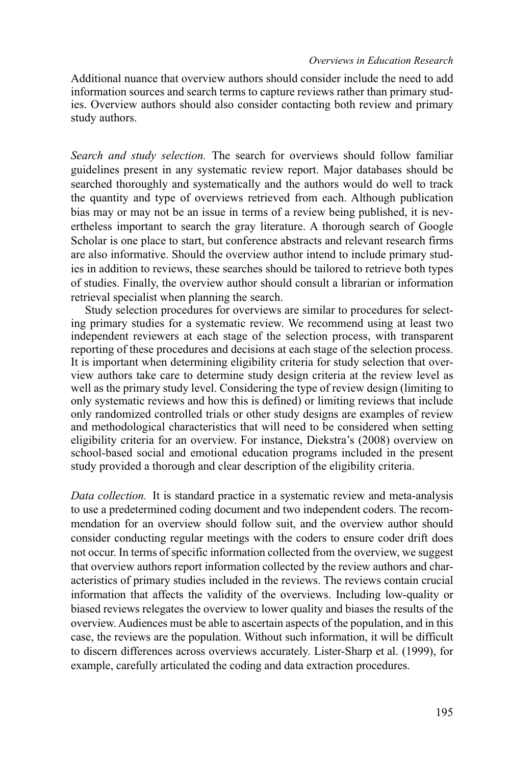Additional nuance that overview authors should consider include the need to add information sources and search terms to capture reviews rather than primary studies. Overview authors should also consider contacting both review and primary study authors.

*Search and study selection.* The search for overviews should follow familiar guidelines present in any systematic review report. Major databases should be searched thoroughly and systematically and the authors would do well to track the quantity and type of overviews retrieved from each. Although publication bias may or may not be an issue in terms of a review being published, it is nevertheless important to search the gray literature. A thorough search of Google Scholar is one place to start, but conference abstracts and relevant research firms are also informative. Should the overview author intend to include primary studies in addition to reviews, these searches should be tailored to retrieve both types of studies. Finally, the overview author should consult a librarian or information retrieval specialist when planning the search.

Study selection procedures for overviews are similar to procedures for selecting primary studies for a systematic review. We recommend using at least two independent reviewers at each stage of the selection process, with transparent reporting of these procedures and decisions at each stage of the selection process. It is important when determining eligibility criteria for study selection that overview authors take care to determine study design criteria at the review level as well as the primary study level. Considering the type of review design (limiting to only systematic reviews and how this is defined) or limiting reviews that include only randomized controlled trials or other study designs are examples of review and methodological characteristics that will need to be considered when setting eligibility criteria for an overview. For instance, Diekstra's (2008) overview on school-based social and emotional education programs included in the present study provided a thorough and clear description of the eligibility criteria.

*Data collection.* It is standard practice in a systematic review and meta-analysis to use a predetermined coding document and two independent coders. The recommendation for an overview should follow suit, and the overview author should consider conducting regular meetings with the coders to ensure coder drift does not occur. In terms of specific information collected from the overview, we suggest that overview authors report information collected by the review authors and characteristics of primary studies included in the reviews. The reviews contain crucial information that affects the validity of the overviews. Including low-quality or biased reviews relegates the overview to lower quality and biases the results of the overview. Audiences must be able to ascertain aspects of the population, and in this case, the reviews are the population. Without such information, it will be difficult to discern differences across overviews accurately. Lister-Sharp et al. (1999), for example, carefully articulated the coding and data extraction procedures.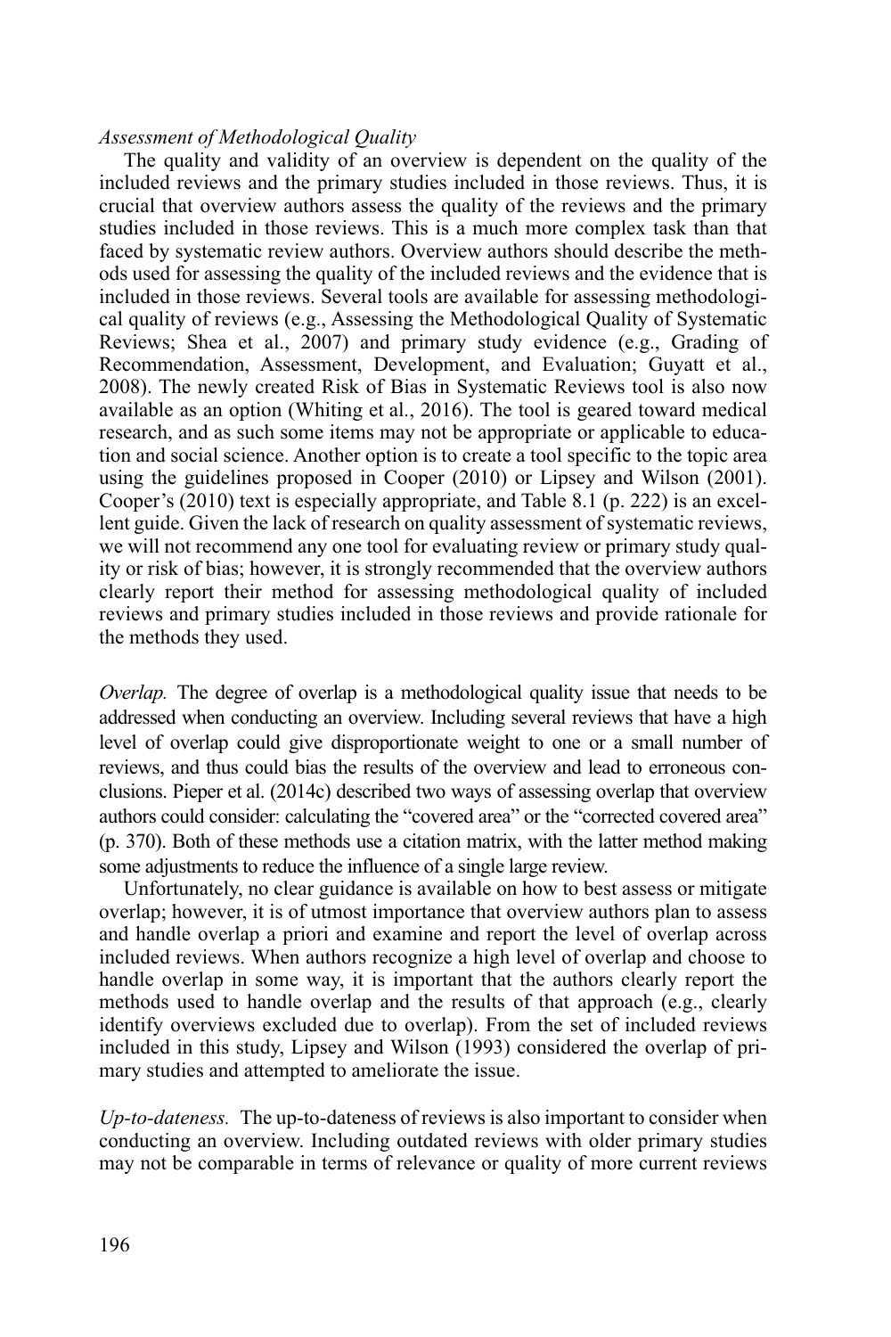*Assessment of Methodological Quality*

The quality and validity of an overview is dependent on the quality of the included reviews and the primary studies included in those reviews. Thus, it is crucial that overview authors assess the quality of the reviews and the primary studies included in those reviews. This is a much more complex task than that faced by systematic review authors. Overview authors should describe the methods used for assessing the quality of the included reviews and the evidence that is included in those reviews. Several tools are available for assessing methodological quality of reviews (e.g., Assessing the Methodological Quality of Systematic Reviews; Shea et al., 2007) and primary study evidence (e.g., Grading of Recommendation, Assessment, Development, and Evaluation; Guyatt et al., 2008). The newly created Risk of Bias in Systematic Reviews tool is also now available as an option (Whiting et al., 2016). The tool is geared toward medical research, and as such some items may not be appropriate or applicable to education and social science. Another option is to create a tool specific to the topic area using the guidelines proposed in Cooper (2010) or Lipsey and Wilson (2001). Cooper's (2010) text is especially appropriate, and Table 8.1 (p. 222) is an excellent guide. Given the lack of research on quality assessment of systematic reviews, we will not recommend any one tool for evaluating review or primary study quality or risk of bias; however, it is strongly recommended that the overview authors clearly report their method for assessing methodological quality of included reviews and primary studies included in those reviews and provide rationale for the methods they used.

*Overlap.* The degree of overlap is a methodological quality issue that needs to be addressed when conducting an overview. Including several reviews that have a high level of overlap could give disproportionate weight to one or a small number of reviews, and thus could bias the results of the overview and lead to erroneous conclusions. Pieper et al. (2014c) described two ways of assessing overlap that overview authors could consider: calculating the "covered area" or the "corrected covered area" (p. 370). Both of these methods use a citation matrix, with the latter method making some adjustments to reduce the influence of a single large review.

Unfortunately, no clear guidance is available on how to best assess or mitigate overlap; however, it is of utmost importance that overview authors plan to assess and handle overlap a priori and examine and report the level of overlap across included reviews. When authors recognize a high level of overlap and choose to handle overlap in some way, it is important that the authors clearly report the methods used to handle overlap and the results of that approach (e.g., clearly identify overviews excluded due to overlap). From the set of included reviews included in this study, Lipsey and Wilson (1993) considered the overlap of primary studies and attempted to ameliorate the issue.

*Up-to-dateness.* The up-to-dateness of reviews is also important to consider when conducting an overview. Including outdated reviews with older primary studies may not be comparable in terms of relevance or quality of more current reviews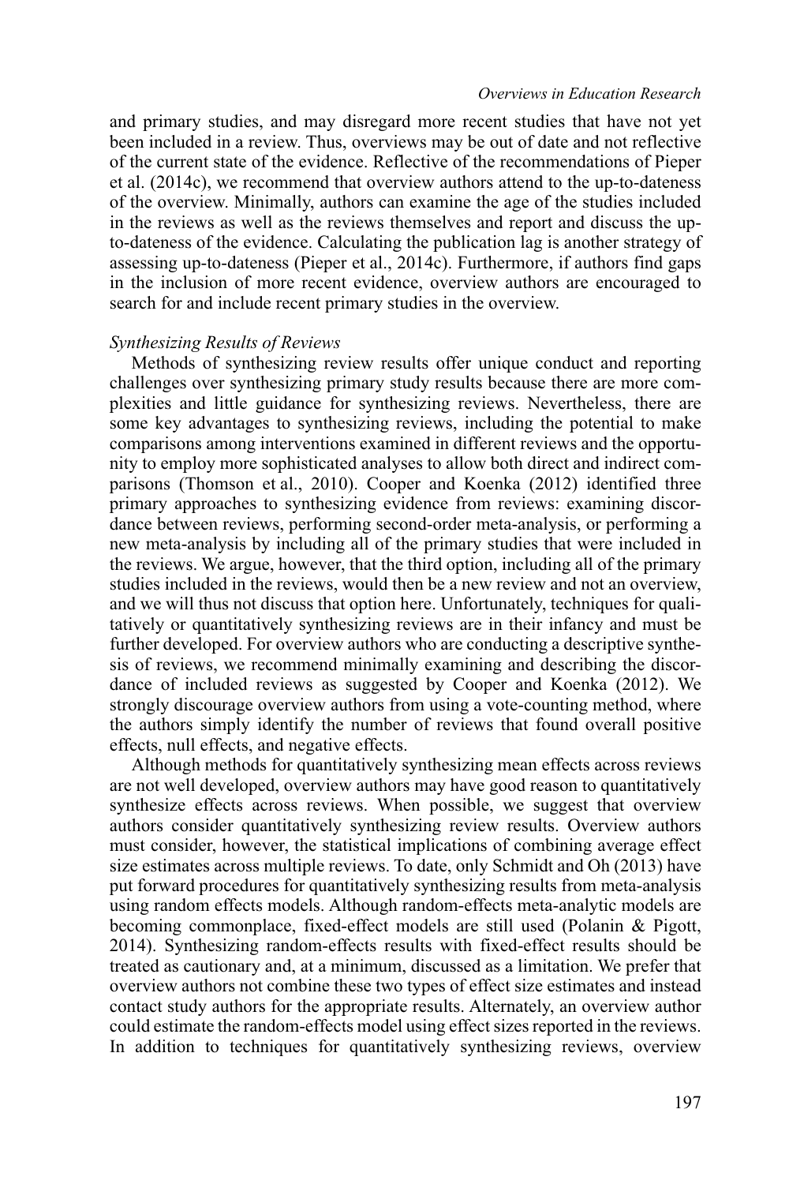and primary studies, and may disregard more recent studies that have not yet been included in a review. Thus, overviews may be out of date and not reflective of the current state of the evidence. Reflective of the recommendations of Pieper et al. (2014c), we recommend that overview authors attend to the up-to-dateness of the overview. Minimally, authors can examine the age of the studies included in the reviews as well as the reviews themselves and report and discuss the up-to-dateness of the evidence. Calculating the publication lag is another strategy of assessing up-to-dateness (Pieper et al., 2014c). Furthermore, if authors find gaps in the inclusion of more recent evidence, overview authors are encouraged to search for and include recent primary studies in the overview.

### *Synthesizing Results of Reviews*

Methods of synthesizing review results offer unique conduct and reporting challenges over synthesizing primary study results because there are more complexities and little guidance for synthesizing reviews. Nevertheless, there are some key advantages to synthesizing reviews, including the potential to make comparisons among interventions examined in different reviews and the opportunity to employ more sophisticated analyses to allow both direct and indirect comparisons (Thomson et al., 2010). Cooper and Koenka (2012) identified three primary approaches to synthesizing evidence from reviews: examining discordance between reviews, performing second-order meta-analysis, or performing a new meta-analysis by including all of the primary studies that were included in the reviews. We argue, however, that the third option, including all of the primary studies included in the reviews, would then be a new review and not an overview, and we will thus not discuss that option here. Unfortunately, techniques for qualitatively or quantitatively synthesizing reviews are in their infancy and must be further developed. For overview authors who are conducting a descriptive synthesis of reviews, we recommend minimally examining and describing the discordance of included reviews as suggested by Cooper and Koenka (2012). We strongly discourage overview authors from using a vote-counting method, where the authors simply identify the number of reviews that found overall positive effects, null effects, and negative effects.

Although methods for quantitatively synthesizing mean effects across reviews are not well developed, overview authors may have good reason to quantitatively synthesize effects across reviews. When possible, we suggest that overview authors consider quantitatively synthesizing review results. Overview authors must consider, however, the statistical implications of combining average effect size estimates across multiple reviews. To date, only Schmidt and Oh (2013) have put forward procedures for quantitatively synthesizing results from meta-analysis using random effects models. Although random-effects meta-analytic models are becoming commonplace, fixed-effect models are still used (Polanin & Pigott, 2014). Synthesizing random-effects results with fixed-effect results should be treated as cautionary and, at a minimum, discussed as a limitation. We prefer that overview authors not combine these two types of effect size estimates and instead contact study authors for the appropriate results. Alternately, an overview author could estimate the random-effects model using effect sizes reported in the reviews. In addition to techniques for quantitatively synthesizing reviews, overview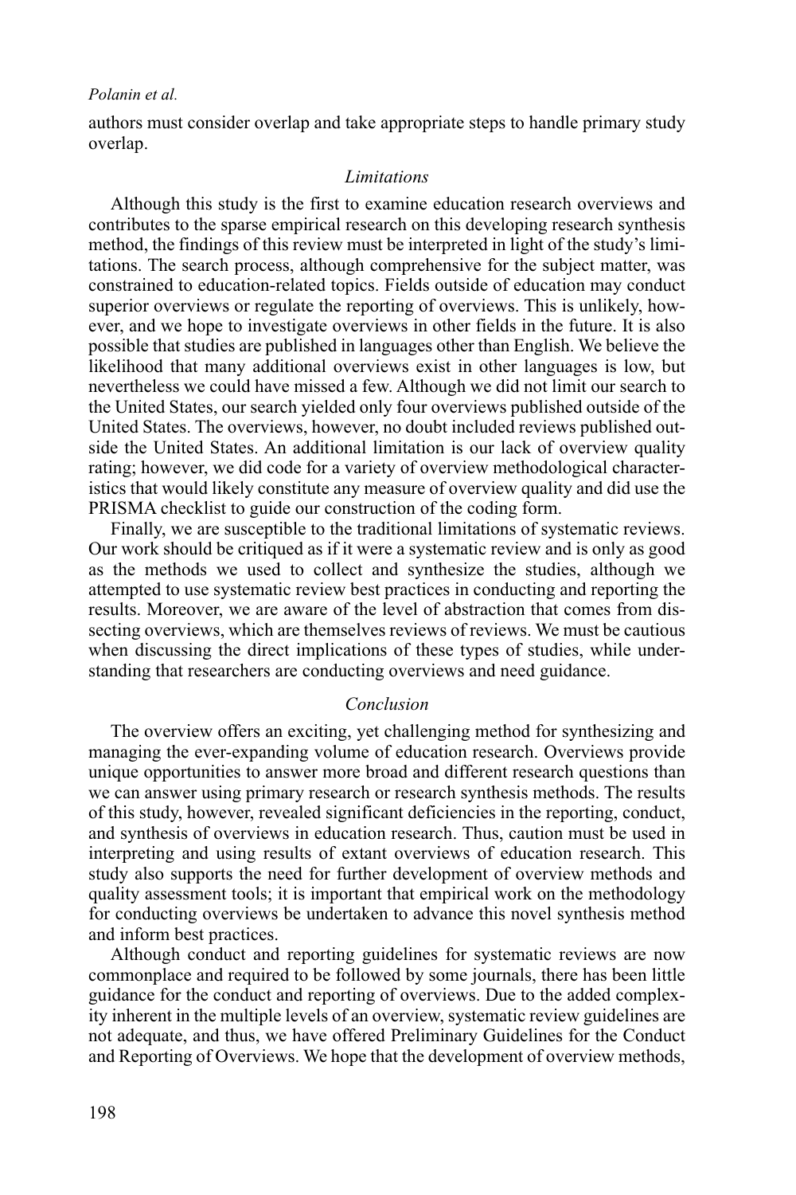authors must consider overlap and take appropriate steps to handle primary study overlap.

### *Limitations*

Although this study is the first to examine education research overviews and contributes to the sparse empirical research on this developing research synthesis method, the findings of this review must be interpreted in light of the study's limitations. The search process, although comprehensive for the subject matter, was constrained to education-related topics. Fields outside of education may conduct superior overviews or regulate the reporting of overviews. This is unlikely, however, and we hope to investigate overviews in other fields in the future. It is also possible that studies are published in languages other than English. We believe the likelihood that many additional overviews exist in other languages is low, but nevertheless we could have missed a few. Although we did not limit our search to the United States, our search yielded only four overviews published outside of the United States. The overviews, however, no doubt included reviews published outside the United States. An additional limitation is our lack of overview quality rating; however, we did code for a variety of overview methodological characteristics that would likely constitute any measure of overview quality and did use the PRISMA checklist to guide our construction of the coding form.

Finally, we are susceptible to the traditional limitations of systematic reviews. Our work should be critiqued as if it were a systematic review and is only as good as the methods we used to collect and synthesize the studies, although we attempted to use systematic review best practices in conducting and reporting the results. Moreover, we are aware of the level of abstraction that comes from dissecting overviews, which are themselves reviews of reviews. We must be cautious when discussing the direct implications of these types of studies, while understanding that researchers are conducting overviews and need guidance.

### *Conclusion*

The overview offers an exciting, yet challenging method for synthesizing and managing the ever-expanding volume of education research. Overviews provide unique opportunities to answer more broad and different research questions than we can answer using primary research or research synthesis methods. The results of this study, however, revealed significant deficiencies in the reporting, conduct, and synthesis of overviews in education research. Thus, caution must be used in interpreting and using results of extant overviews of education research. This study also supports the need for further development of overview methods and quality assessment tools; it is important that empirical work on the methodology for conducting overviews be undertaken to advance this novel synthesis method and inform best practices.

Although conduct and reporting guidelines for systematic reviews are now commonplace and required to be followed by some journals, there has been little guidance for the conduct and reporting of overviews. Due to the added complexity inherent in the multiple levels of an overview, systematic review guidelines are not adequate, and thus, we have offered Preliminary Guidelines for the Conduct and Reporting of Overviews. We hope that the development of overview methods,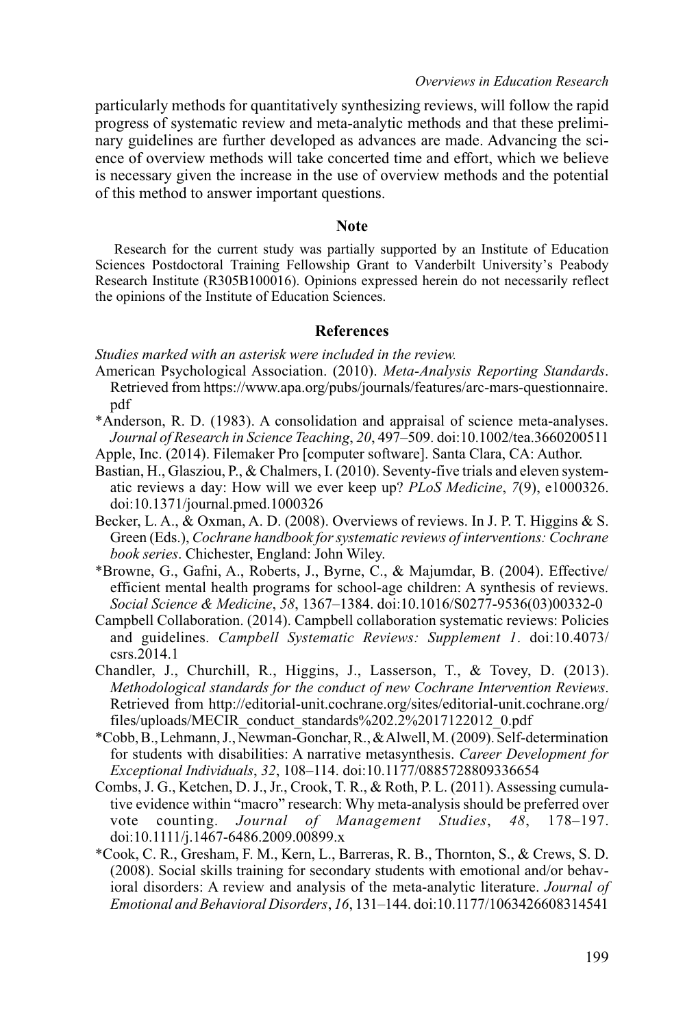particularly methods for quantitatively synthesizing reviews, will follow the rapid progress of systematic review and meta-analytic methods and that these preliminary guidelines are further developed as advances are made. Advancing the science of overview methods will take concerted time and effort, which we believe is necessary given the increase in the use of overview methods and the potential of this method to answer important questions.

## Note

Research for the current study was partially supported by an Institute of Education Sciences Postdoctoral Training Fellowship Grant to Vanderbilt University's Peabody Research Institute (R305B100016). Opinions expressed herein do not necessarily reflect the opinions of the Institute of Education Sciences.

## References

*Studies marked with an asterisk were included in the review.*

American Psychological Association. (2010). *Meta-Analysis Reporting Standards*. Retrieved from https://www.apa.org/pubs/journals/features/arc-mars-questionnaire.pdf

*Anderson, R. D. (1983). A consolidation and appraisal of science meta-analyses. *Journal of Research in Science Teaching*, *20*, 497–509. doi:10.1002/tea.3660200511

Apple, Inc. (2014). Filemaker Pro [computer software]. Santa Clara, CA: Author.

Bastian, H., Glasziou, P., & Chalmers, I. (2010). Seventy-five trials and eleven systematic reviews a day: How will we ever keep up? *PLoS Medicine*, *7*(9), e1000326. doi:10.1371/journal.pmed.1000326

Becker, L. A., & Oxman, A. D. (2008). Overviews of reviews. In J. P. T. Higgins & S. Green (Eds.), *Cochrane handbook for systematic reviews of interventions: Cochrane book series*. Chichester, England: John Wiley.

*Browne, G., Gafni, A., Roberts, J., Byrne, C., & Majumdar, B. (2004). Effective/efficient mental health programs for school-age children: A synthesis of reviews. *Social Science & Medicine*, *58*, 1367–1384. doi:10.1016/S0277-9536(03)00332-0

Campbell Collaboration. (2014). Campbell collaboration systematic reviews: Policies and guidelines. *Campbell Systematic Reviews: Supplement 1*. doi:10.4073/csrs.2014.1

Chandler, J., Churchill, R., Higgins, J., Lasserson, T., & Tovey, D. (2013). *Methodological standards for the conduct of new Cochrane Intervention Reviews*. Retrieved from http://editorial-unit.cochrane.org/sites/editorial-unit.cochrane.org/files/uploads/MECIR_conduct_standards%202.2%2017122012_0.pdf

*Cobb, B., Lehmann, J., Newman-Gonchar, R., & Alwell, M. (2009). Self-determination for students with disabilities: A narrative metasynthesis. *Career Development for Exceptional Individuals*, *32*, 108–114. doi:10.1177/0885728809336654

Combs, J. G., Ketchen, D. J., Jr., Crook, T. R., & Roth, P. L. (2011). Assessing cumulative evidence within "macro" research: Why meta-analysis should be preferred over vote counting. *Journal of Management Studies*, *48*, 178–197. doi:10.1111/j.1467-6486.2009.00899.x

*Cook, C. R., Gresham, F. M., Kern, L., Barreras, R. B., Thornton, S., & Crews, S. D. (2008). Social skills training for secondary students with emotional and/or behavioral disorders: A review and analysis of the meta-analytic literature. *Journal of Emotional and Behavioral Disorders*, *16*, 131–144. doi:10.1177/1063426608314541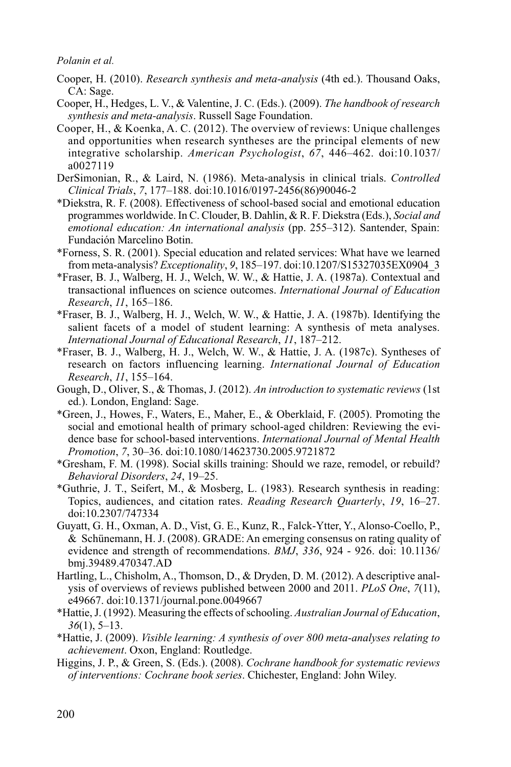Cooper, H. (2010). *Research synthesis and meta-analysis* (4th ed.). Thousand Oaks, CA: Sage.

Cooper, H., Hedges, L. V., & Valentine, J. C. (Eds.). (2009). *The handbook of research synthesis and meta-analysis*. Russell Sage Foundation.

Cooper, H., & Koenka, A. C. (2012). The overview of reviews: Unique challenges and opportunities when research syntheses are the principal elements of new integrative scholarship. *American Psychologist*, *67*, 446–462. doi:10.1037/a0027119

DerSimonian, R., & Laird, N. (1986). Meta-analysis in clinical trials. *Controlled Clinical Trials*, *7*, 177–188. doi:10.1016/0197-2456(86)90046-2

*Diekstra, R. F. (2008). Effectiveness of school-based social and emotional education programmes worldwide. In C. Clouder, B. Dahlin, & R. F. Diekstra (Eds.), *Social and emotional education: An international analysis* (pp. 255–312). Santender, Spain: Fundación Marcelino Botin.

*Forness, S. R. (2001). Special education and related services: What have we learned from meta-analysis? *Exceptionality*, *9*, 185–197. doi:10.1207/S15327035EX0904_3

*Fraser, B. J., Walberg, H. J., Welch, W. W., & Hattie, J. A. (1987a). Contextual and transactional influences on science outcomes. *International Journal of Education Research*, *11*, 165–186.

*Fraser, B. J., Walberg, H. J., Welch, W. W., & Hattie, J. A. (1987b). Identifying the salient facets of a model of student learning: A synthesis of meta analyses. *International Journal of Educational Research*, *11*, 187–212.

*Fraser, B. J., Walberg, H. J., Welch, W. W., & Hattie, J. A. (1987c). Syntheses of research on factors influencing learning. *International Journal of Education Research*, *11*, 155–164.

Gough, D., Oliver, S., & Thomas, J. (2012). *An introduction to systematic reviews* (1st ed.). London, England: Sage.

*Green, J., Howes, F., Waters, E., Maher, E., & Oberklaid, F. (2005). Promoting the social and emotional health of primary school-aged children: Reviewing the evidence base for school-based interventions. *International Journal of Mental Health Promotion*, *7*, 30–36. doi:10.1080/14623730.2005.9721872

*Gresham, F. M. (1998). Social skills training: Should we raze, remodel, or rebuild? *Behavioral Disorders*, *24*, 19–25.

*Guthrie, J. T., Seifert, M., & Mosberg, L. (1983). Research synthesis in reading: Topics, audiences, and citation rates. *Reading Research Quarterly*, *19*, 16–27. doi:10.2307/747334

Guyatt, G. H., Oxman, A. D., Vist, G. E., Kunz, R., Falck-Ytter, Y., Alonso-Coello, P., & Schünemann, H. J. (2008). GRADE: An emerging consensus on rating quality of evidence and strength of recommendations. *BMJ*, *336*, 924 - 926. doi: 10.1136/bmj.39489.470347.AD

Hartling, L., Chisholm, A., Thomson, D., & Dryden, D. M. (2012). A descriptive analysis of overviews of reviews published between 2000 and 2011. *PLoS One*, *7*(11), e49667. doi:10.1371/journal.pone.0049667

*Hattie, J. (1992). Measuring the effects of schooling. *Australian Journal of Education*, *36*(1), 5–13.

*Hattie, J. (2009). *Visible learning: A synthesis of over 800 meta-analyses relating to achievement*. Oxon, England: Routledge.

Higgins, J. P., & Green, S. (Eds.). (2008). *Cochrane handbook for systematic reviews of interventions: Cochrane book series*. Chichester, England: John Wiley.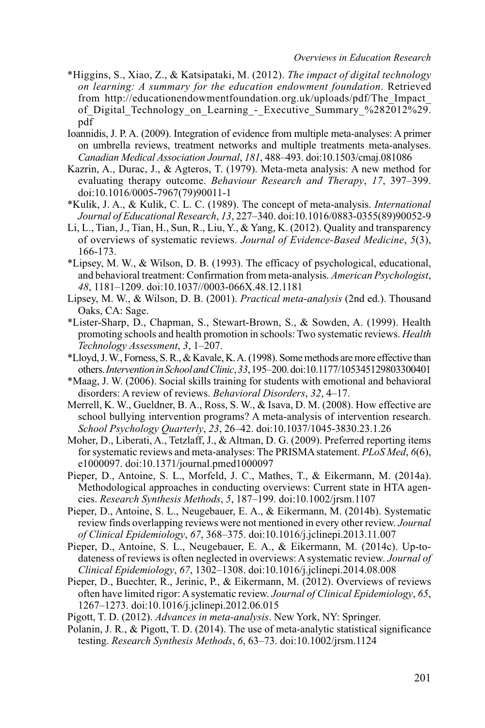*Higgins, S., Xiao, Z., & Katsipataki, M. (2012). *The impact of digital technology on learning: A summary for the education endowment foundation*. Retrieved from http://educationendowmentfoundation.org.uk/uploads/pdf/The_Impact_of_Digital_Technology_on_Learning_-_Executive_Summary_%282012%29.pdf

Ioannidis, J. P. A. (2009). Integration of evidence from multiple meta-analyses: A primer on umbrella reviews, treatment networks and multiple treatments meta-analyses. *Canadian Medical Association Journal*, *181*, 488–493. doi:10.1503/cmaj.081086

Kazrin, A., Durac, J., & Agteros, T. (1979). Meta-meta analysis: A new method for evaluating therapy outcome. *Behaviour Research and Therapy*, *17*, 397–399. doi:10.1016/0005-7967(79)90011-1

*Kulik, J. A., & Kulik, C. L. C. (1989). The concept of meta-analysis. *International Journal of Educational Research*, *13*, 227–340. doi:10.1016/0883-0355(89)90052-9

Li, L., Tian, J., Tian, H., Sun, R., Liu, Y., & Yang, K. (2012). Quality and transparency of overviews of systematic reviews. *Journal of Evidence-Based Medicine*, *5*(3), 166-173.

*Lipsey, M. W., & Wilson, D. B. (1993). The efficacy of psychological, educational, and behavioral treatment: Confirmation from meta-analysis. *American Psychologist*, *48*, 1181–1209. doi:10.1037//0003-066X.48.12.1181

Lipsey, M. W., & Wilson, D. B. (2001). *Practical meta-analysis* (2nd ed.). Thousand Oaks, CA: Sage.

*Lister-Sharp, D., Chapman, S., Stewart-Brown, S., & Sowden, A. (1999). Health promoting schools and health promotion in schools: Two systematic reviews. *Health Technology Assessment*, *3*, 1–207.

*Lloyd, J. W., Forness, S. R., & Kavale, K. A. (1998). Some methods are more effective than others. *Intervention in School and Clinic*, *33*, 195–200. doi:10.1177/105345129803300401

*Maag, J. W. (2006). Social skills training for students with emotional and behavioral disorders: A review of reviews. *Behavioral Disorders*, *32*, 4–17.

Merrell, K. W., Gueldner, B. A., Ross, S. W., & Isava, D. M. (2008). How effective are school bullying intervention programs? A meta-analysis of intervention research. *School Psychology Quarterly*, *23*, 26–42. doi:10.1037/1045-3830.23.1.26

Moher, D., Liberati, A., Tetzlaff, J., & Altman, D. G. (2009). Preferred reporting items for systematic reviews and meta-analyses: The PRISMA statement. *PLoS Med*, *6*(6), e1000097. doi:10.1371/journal.pmed1000097

Pieper, D., Antoine, S. L., Morfeld, J. C., Mathes, T., & Eikermann, M. (2014a). Methodological approaches in conducting overviews: Current state in HTA agencies. *Research Synthesis Methods*, *5*, 187–199. doi:10.1002/jrsm.1107

Pieper, D., Antoine, S. L., Neugebauer, E. A., & Eikermann, M. (2014b). Systematic review finds overlapping reviews were not mentioned in every other review. *Journal of Clinical Epidemiology*, *67*, 368–375. doi:10.1016/j.jclinepi.2013.11.007

Pieper, D., Antoine, S. L., Neugebauer, E. A., & Eikermann, M. (2014c). Up-to-dateness of reviews is often neglected in overviews: A systematic review. *Journal of Clinical Epidemiology*, *67*, 1302–1308. doi:10.1016/j.jclinepi.2014.08.008

Pieper, D., Buechter, R., Jerinic, P., & Eikermann, M. (2012). Overviews of reviews often have limited rigor: A systematic review. *Journal of Clinical Epidemiology*, *65*, 1267–1273. doi:10.1016/j.jclinepi.2012.06.015

Pigott, T. D. (2012). *Advances in meta-analysis*. New York, NY: Springer.

Polanin, J. R., & Pigott, T. D. (2014). The use of meta-analytic statistical significance testing. *Research Synthesis Methods*, *6*, 63–73. doi:10.1002/jrsm.1124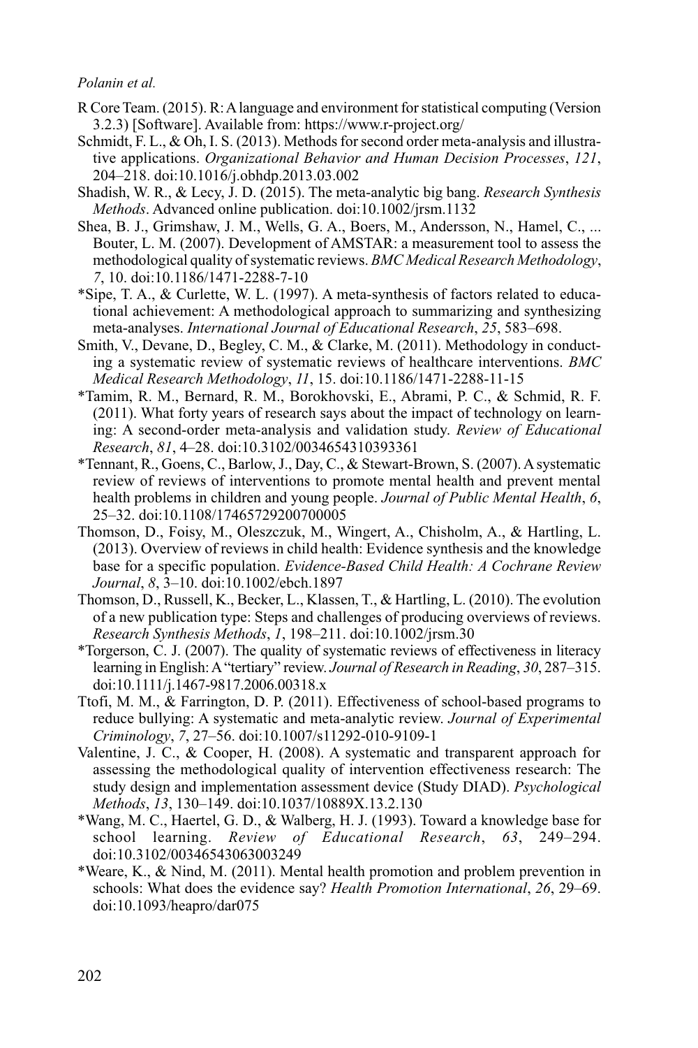R Core Team. (2015). R: A language and environment for statistical computing (Version 3.2.3) [Software]. Available from: https://www.r-project.org/

Schmidt, F. L., & Oh, I. S. (2013). Methods for second order meta-analysis and illustrative applications. *Organizational Behavior and Human Decision Processes*, *121*, 204–218. doi:10.1016/j.obhdp.2013.03.002

Shadish, W. R., & Lecy, J. D. (2015). The meta-analytic big bang. *Research Synthesis Methods*. Advanced online publication. doi:10.1002/jrsm.1132

Shea, B. J., Grimshaw, J. M., Wells, G. A., Boers, M., Andersson, N., Hamel, C., ... Bouter, L. M. (2007). Development of AMSTAR: a measurement tool to assess the methodological quality of systematic reviews. *BMC Medical Research Methodology*, *7*, 10. doi:10.1186/1471-2288-7-10

*Sipe, T. A., & Curlette, W. L. (1997). A meta-synthesis of factors related to educational achievement: A methodological approach to summarizing and synthesizing meta-analyses. *International Journal of Educational Research*, *25*, 583–698.

Smith, V., Devane, D., Begley, C. M., & Clarke, M. (2011). Methodology in conducting a systematic review of systematic reviews of healthcare interventions. *BMC Medical Research Methodology*, *11*, 15. doi:10.1186/1471-2288-11-15

*Tamim, R. M., Bernard, R. M., Borokhovski, E., Abrami, P. C., & Schmid, R. F. (2011). What forty years of research says about the impact of technology on learning: A second-order meta-analysis and validation study. *Review of Educational Research*, *81*, 4–28. doi:10.3102/0034654310393361

*Tennant, R., Goens, C., Barlow, J., Day, C., & Stewart-Brown, S. (2007). A systematic review of reviews of interventions to promote mental health and prevent mental health problems in children and young people. *Journal of Public Mental Health*, *6*, 25–32. doi:10.1108/17465729200700005

Thomson, D., Foisy, M., Oleszczuk, M., Wingert, A., Chisholm, A., & Hartling, L. (2013). Overview of reviews in child health: Evidence synthesis and the knowledge base for a specific population. *Evidence-Based Child Health: A Cochrane Review Journal*, *8*, 3–10. doi:10.1002/ebch.1897

Thomson, D., Russell, K., Becker, L., Klassen, T., & Hartling, L. (2010). The evolution of a new publication type: Steps and challenges of producing overviews of reviews. *Research Synthesis Methods*, *1*, 198–211. doi:10.1002/jrsm.30

*Torgerson, C. J. (2007). The quality of systematic reviews of effectiveness in literacy learning in English: A "tertiary" review. *Journal of Research in Reading*, *30*, 287–315. doi:10.1111/j.1467-9817.2006.00318.x

Ttofi, M. M., & Farrington, D. P. (2011). Effectiveness of school-based programs to reduce bullying: A systematic and meta-analytic review. *Journal of Experimental Criminology*, *7*, 27–56. doi:10.1007/s11292-010-9109-1

Valentine, J. C., & Cooper, H. (2008). A systematic and transparent approach for assessing the methodological quality of intervention effectiveness research: The study design and implementation assessment device (Study DIAD). *Psychological Methods*, *13*, 130–149. doi:10.1037/10889X.13.2.130

*Wang, M. C., Haertel, G. D., & Walberg, H. J. (1993). Toward a knowledge base for school learning. *Review of Educational Research*, *63*, 249–294. doi:10.3102/00346543063003249

*Weare, K., & Nind, M. (2011). Mental health promotion and problem prevention in schools: What does the evidence say? *Health Promotion International*, *26*, 29–69. doi:10.1093/heapro/dar075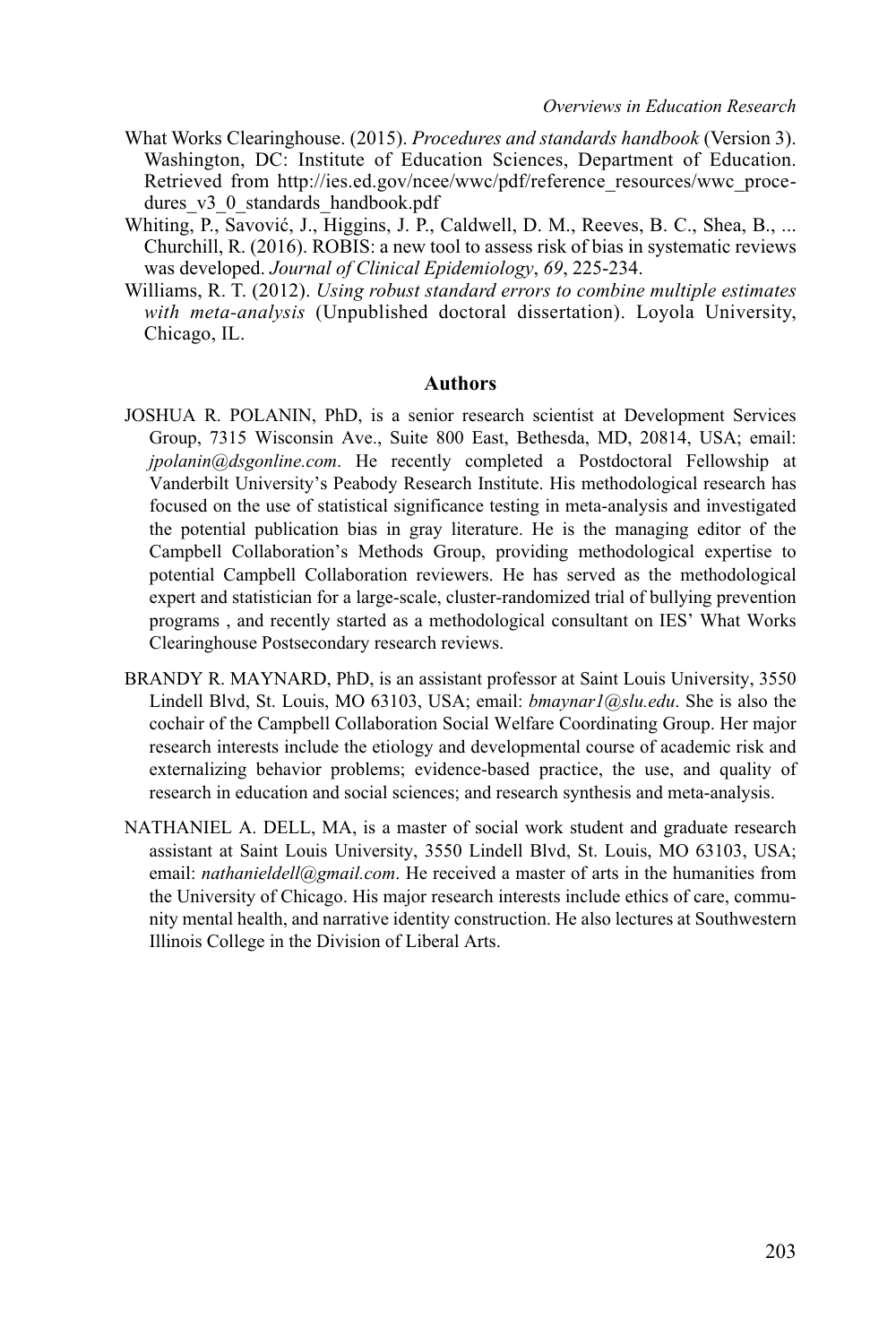What Works Clearinghouse. (2015). *Procedures and standards handbook* (Version 3). Washington, DC: Institute of Education Sciences, Department of Education. Retrieved from http://ies.ed.gov/ncee/wwc/pdf/reference_resources/wwc_procedures_v3_0_standards_handbook.pdf

Whiting, P., Savović, J., Higgins, J. P., Caldwell, D. M., Reeves, B. C., Shea, B., ... Churchill, R. (2016). ROBIS: a new tool to assess risk of bias in systematic reviews was developed. *Journal of Clinical Epidemiology*, *69*, 225-234.

Williams, R. T. (2012). *Using robust standard errors to combine multiple estimates with meta-analysis* (Unpublished doctoral dissertation). Loyola University, Chicago, IL.

## Authors

JOSHUA R. POLANIN, PhD, is a senior research scientist at Development Services Group, 7315 Wisconsin Ave., Suite 800 East, Bethesda, MD, 20814, USA; email: *jpolanin@dsgonline.com*. He recently completed a Postdoctoral Fellowship at Vanderbilt University's Peabody Research Institute. His methodological research has focused on the use of statistical significance testing in meta-analysis and investigated the potential publication bias in gray literature. He is the managing editor of the Campbell Collaboration's Methods Group, providing methodological expertise to potential Campbell Collaboration reviewers. He has served as the methodological expert and statistician for a large-scale, cluster-randomized trial of bullying prevention programs , and recently started as a methodological consultant on IES' What Works Clearinghouse Postsecondary research reviews.

BRANDY R. MAYNARD, PhD, is an assistant professor at Saint Louis University, 3550 Lindell Blvd, St. Louis, MO 63103, USA; email: *bmaynar1@slu.edu*. She is also the cochair of the Campbell Collaboration Social Welfare Coordinating Group. Her major research interests include the etiology and developmental course of academic risk and externalizing behavior problems; evidence-based practice, the use, and quality of research in education and social sciences; and research synthesis and meta-analysis.

NATHANIEL A. DELL, MA, is a master of social work student and graduate research assistant at Saint Louis University, 3550 Lindell Blvd, St. Louis, MO 63103, USA; email: *nathanieldell@gmail.com*. He received a master of arts in the humanities from the University of Chicago. His major research interests include ethics of care, community mental health, and narrative identity construction. He also lectures at Southwestern Illinois College in the Division of Liberal Arts.